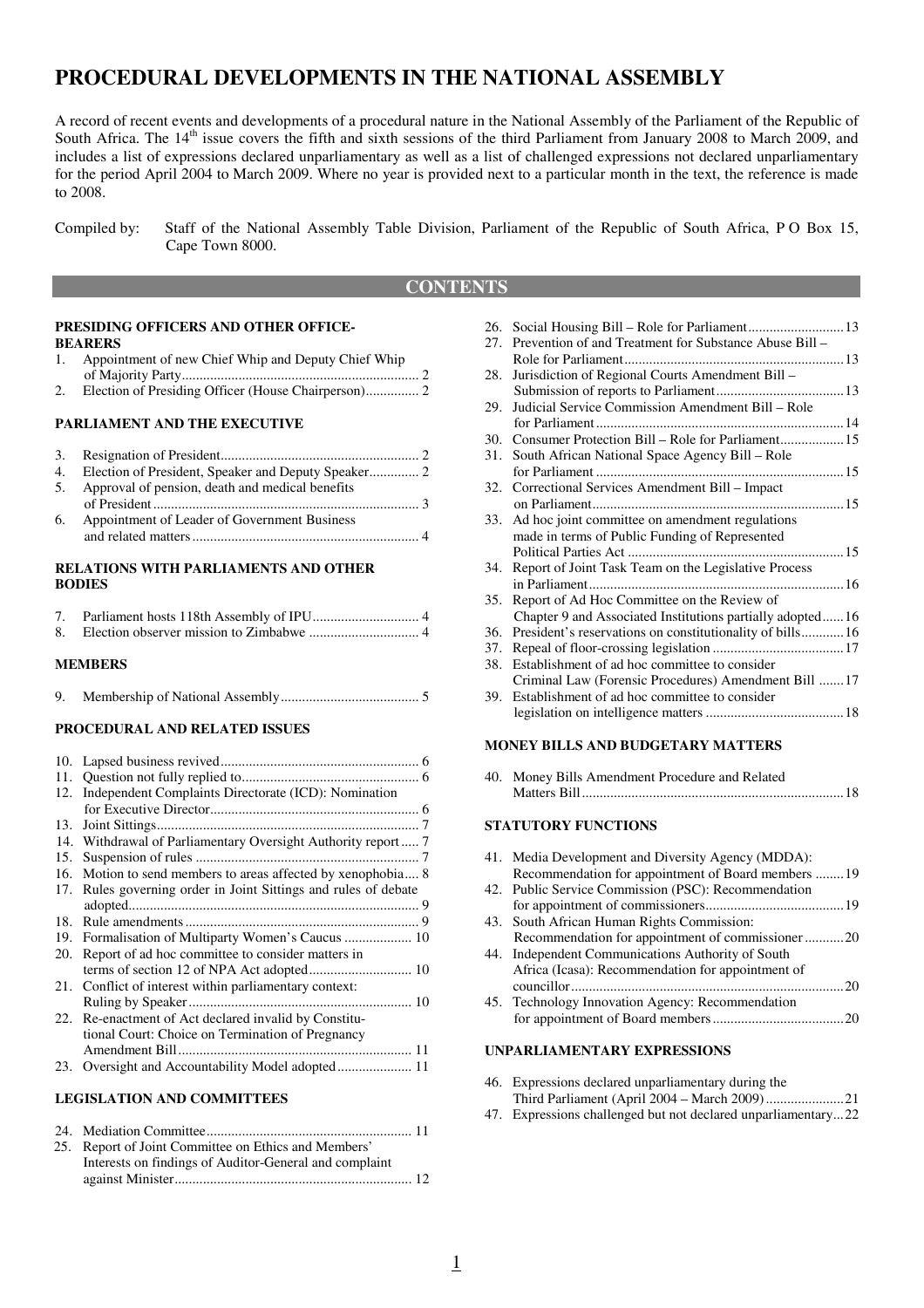# PROCEDURAL DEVELOPMENTS IN THE NATIONAL ASSEMBLY

A record of recent events and developments of a procedural nature in the National Assembly of the Parliament of the Republic of South Africa. The 14th issue covers the fifth and sixth sessions of the third Parliament from January 2008 to March 2009, and includes a list of expressions declared unparliamentary as well as a list of challenged expressions not declared unparliamentary for the period April 2004 to March 2009. Where no year is provided next to a particular month in the text, the reference is made to 2008.

Compiled by: Staff of the National Assembly Table Division, Parliament of the Republic of South Africa, P O Box 15, Cape Town 8000.

## CONTENTS

### PRESIDING OFFICERS AND OTHER OFFICE-BEARERS

1. Appointment of new Chief Whip and Deputy Chief Whip of Majority Party .......... 2
2. Election of Presiding Officer (House Chairperson) .......... 2

### PARLIAMENT AND THE EXECUTIVE

3. Resignation of President .......... 2
4. Election of President, Speaker and Deputy Speaker .......... 2
5. Approval of pension, death and medical benefits of President .......... 3
6. Appointment of Leader of Government Business and related matters .......... 4

### RELATIONS WITH PARLIAMENTS AND OTHER BODIES

7. Parliament hosts 118th Assembly of IPU .......... 4
8. Election observer mission to Zimbabwe .......... 4

### MEMBERS

9. Membership of National Assembly .......... 5

### PROCEDURAL AND RELATED ISSUES

10. Lapsed business revived .......... 6
11. Question not fully replied to .......... 6
12. Independent Complaints Directorate (ICD): Nomination for Executive Director .......... 6
13. Joint Sittings .......... 7
14. Withdrawal of Parliamentary Oversight Authority report .......... 7
15. Suspension of rules .......... 7
16. Motion to send members to areas affected by xenophobia .......... 8
17. Rules governing order in Joint Sittings and rules of debate adopted .......... 9
18. Rule amendments .......... 9
19. Formalisation of Multiparty Women's Caucus .......... 10
20. Report of ad hoc committee to consider matters in terms of section 12 of NPA Act adopted .......... 10
21. Conflict of interest within parliamentary context: Ruling by Speaker .......... 10
22. Re-enactment of Act declared invalid by Constitutional Court: Choice on Termination of Pregnancy Amendment Bill .......... 11
23. Oversight and Accountability Model adopted .......... 11

### LEGISLATION AND COMMITTEES

24. Mediation Committee .......... 11
25. Report of Joint Committee on Ethics and Members' Interests on findings of Auditor-General and complaint against Minister .......... 12
26. Social Housing Bill – Role for Parliament .......... 13
27. Prevention of and Treatment for Substance Abuse Bill – Role for Parliament .......... 13
28. Jurisdiction of Regional Courts Amendment Bill – Submission of reports to Parliament .......... 13
29. Judicial Service Commission Amendment Bill – Role for Parliament .......... 14
30. Consumer Protection Bill – Role for Parliament .......... 15
31. South African National Space Agency Bill – Role for Parliament .......... 15
32. Correctional Services Amendment Bill – Impact on Parliament .......... 15
33. Ad hoc joint committee on amendment regulations made in terms of Public Funding of Represented Political Parties Act .......... 15
34. Report of Joint Task Team on the Legislative Process in Parliament .......... 16
35. Report of Ad Hoc Committee on the Review of Chapter 9 and Associated Institutions partially adopted .......... 16
36. President's reservations on constitutionality of bills .......... 16
37. Repeal of floor-crossing legislation .......... 17
38. Establishment of ad hoc committee to consider Criminal Law (Forensic Procedures) Amendment Bill .......... 17
39. Establishment of ad hoc committee to consider legislation on intelligence matters .......... 18

### MONEY BILLS AND BUDGETARY MATTERS

40. Money Bills Amendment Procedure and Related Matters Bill .......... 18

### STATUTORY FUNCTIONS

41. Media Development and Diversity Agency (MDDA): Recommendation for appointment of Board members .......... 19
42. Public Service Commission (PSC): Recommendation for appointment of commissioners .......... 19
43. South African Human Rights Commission: Recommendation for appointment of commissioner .......... 20
44. Independent Communications Authority of South Africa (Icasa): Recommendation for appointment of councillor .......... 20
45. Technology Innovation Agency: Recommendation for appointment of Board members .......... 20

### UNPARLIAMENTARY EXPRESSIONS

46. Expressions declared unparliamentary during the Third Parliament (April 2004 – March 2009) .......... 21
47. Expressions challenged but not declared unparliamentary .......... 22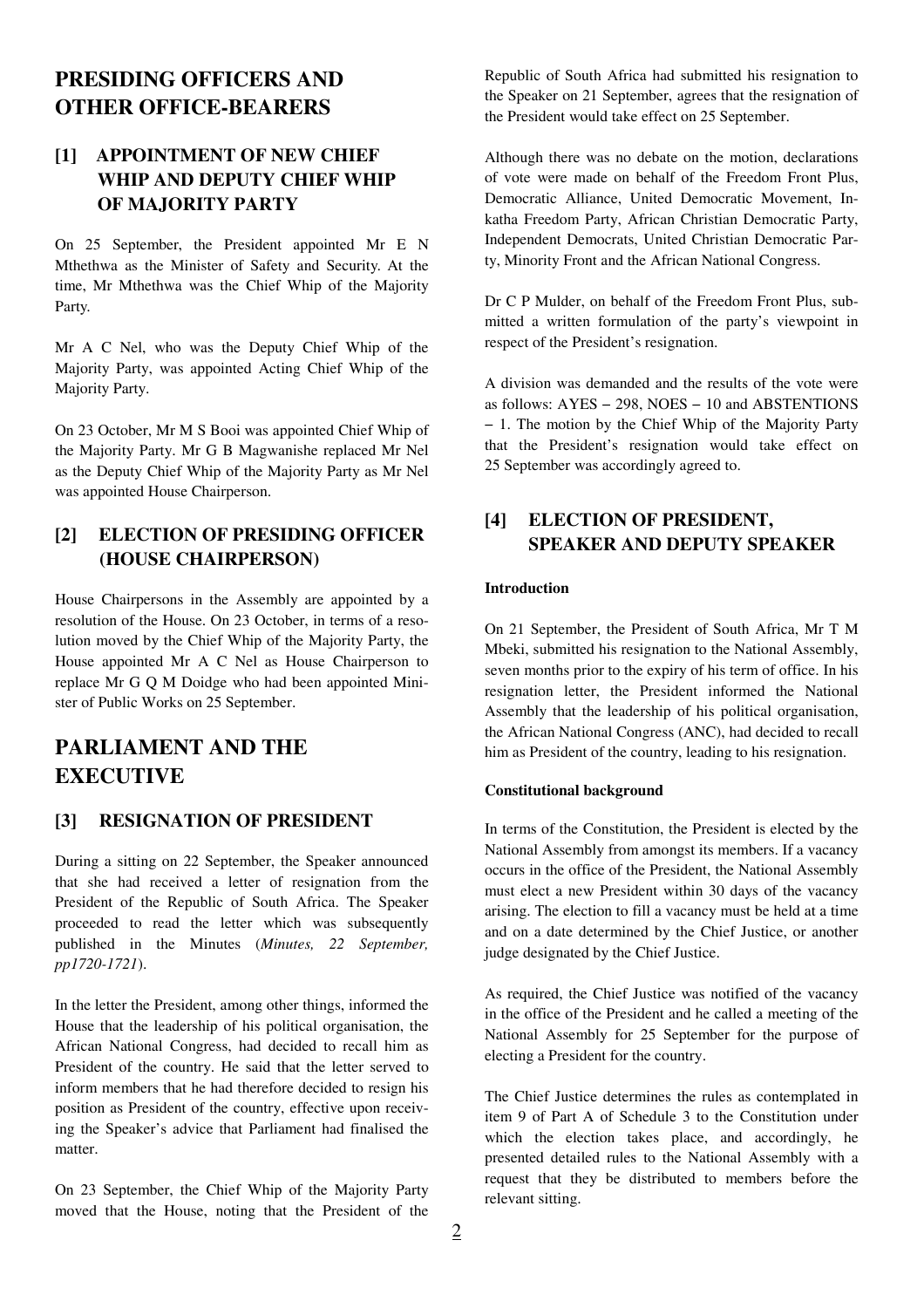# PRESIDING OFFICERS AND OTHER OFFICE-BEARERS

## [1] APPOINTMENT OF NEW CHIEF WHIP AND DEPUTY CHIEF WHIP OF MAJORITY PARTY

On 25 September, the President appointed Mr E N Mthethwa as the Minister of Safety and Security. At the time, Mr Mthethwa was the Chief Whip of the Majority Party.

Mr A C Nel, who was the Deputy Chief Whip of the Majority Party, was appointed Acting Chief Whip of the Majority Party.

On 23 October, Mr M S Booi was appointed Chief Whip of the Majority Party. Mr G B Magwanishe replaced Mr Nel as the Deputy Chief Whip of the Majority Party as Mr Nel was appointed House Chairperson.

## [2] ELECTION OF PRESIDING OFFICER (HOUSE CHAIRPERSON)

House Chairpersons in the Assembly are appointed by a resolution of the House. On 23 October, in terms of a resolution moved by the Chief Whip of the Majority Party, the House appointed Mr A C Nel as House Chairperson to replace Mr G Q M Doidge who had been appointed Minister of Public Works on 25 September.

# PARLIAMENT AND THE EXECUTIVE

## [3] RESIGNATION OF PRESIDENT

During a sitting on 22 September, the Speaker announced that she had received a letter of resignation from the President of the Republic of South Africa. The Speaker proceeded to read the letter which was subsequently published in the Minutes (*Minutes, 22 September, pp1720-1721*).

In the letter the President, among other things, informed the House that the leadership of his political organisation, the African National Congress, had decided to recall him as President of the country. He said that the letter served to inform members that he had therefore decided to resign his position as President of the country, effective upon receiving the Speaker's advice that Parliament had finalised the matter.

On 23 September, the Chief Whip of the Majority Party moved that the House, noting that the President of the Republic of South Africa had submitted his resignation to the Speaker on 21 September, agrees that the resignation of the President would take effect on 25 September.

Although there was no debate on the motion, declarations of vote were made on behalf of the Freedom Front Plus, Democratic Alliance, United Democratic Movement, Inkatha Freedom Party, African Christian Democratic Party, Independent Democrats, United Christian Democratic Party, Minority Front and the African National Congress.

Dr C P Mulder, on behalf of the Freedom Front Plus, submitted a written formulation of the party's viewpoint in respect of the President's resignation.

A division was demanded and the results of the vote were as follows: AYES – 298, NOES – 10 and ABSTENTIONS – 1. The motion by the Chief Whip of the Majority Party that the President's resignation would take effect on 25 September was accordingly agreed to.

## [4] ELECTION OF PRESIDENT, SPEAKER AND DEPUTY SPEAKER

**Introduction**

On 21 September, the President of South Africa, Mr T M Mbeki, submitted his resignation to the National Assembly, seven months prior to the expiry of his term of office. In his resignation letter, the President informed the National Assembly that the leadership of his political organisation, the African National Congress (ANC), had decided to recall him as President of the country, leading to his resignation.

**Constitutional background**

In terms of the Constitution, the President is elected by the National Assembly from amongst its members. If a vacancy occurs in the office of the President, the National Assembly must elect a new President within 30 days of the vacancy arising. The election to fill a vacancy must be held at a time and on a date determined by the Chief Justice, or another judge designated by the Chief Justice.

As required, the Chief Justice was notified of the vacancy in the office of the President and he called a meeting of the National Assembly for 25 September for the purpose of electing a President for the country.

The Chief Justice determines the rules as contemplated in item 9 of Part A of Schedule 3 to the Constitution under which the election takes place, and accordingly, he presented detailed rules to the National Assembly with a request that they be distributed to members before the relevant sitting.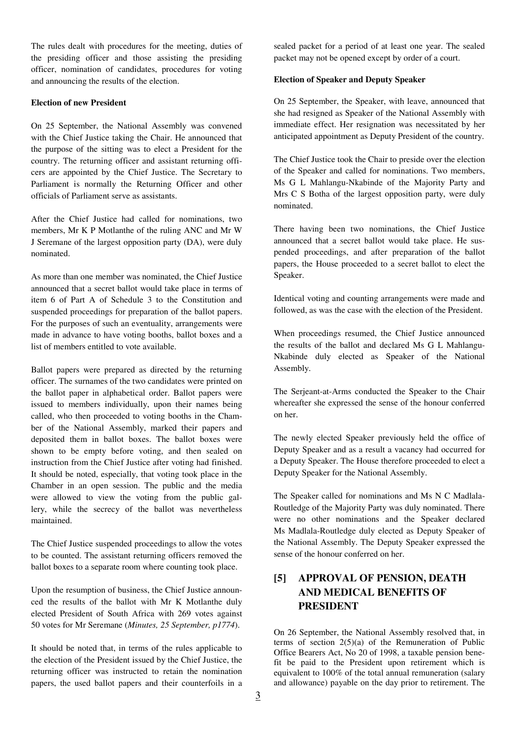The rules dealt with procedures for the meeting, duties of the presiding officer and those assisting the presiding officer, nomination of candidates, procedures for voting and announcing the results of the election.

**Election of new President**

On 25 September, the National Assembly was convened with the Chief Justice taking the Chair. He announced that the purpose of the sitting was to elect a President for the country. The returning officer and assistant returning officers are appointed by the Chief Justice. The Secretary to Parliament is normally the Returning Officer and other officials of Parliament serve as assistants.

After the Chief Justice had called for nominations, two members, Mr K P Motlanthe of the ruling ANC and Mr W J Seremane of the largest opposition party (DA), were duly nominated.

As more than one member was nominated, the Chief Justice announced that a secret ballot would take place in terms of item 6 of Part A of Schedule 3 to the Constitution and suspended proceedings for preparation of the ballot papers. For the purposes of such an eventuality, arrangements were made in advance to have voting booths, ballot boxes and a list of members entitled to vote available.

Ballot papers were prepared as directed by the returning officer. The surnames of the two candidates were printed on the ballot paper in alphabetical order. Ballot papers were issued to members individually, upon their names being called, who then proceeded to voting booths in the Chamber of the National Assembly, marked their papers and deposited them in ballot boxes. The ballot boxes were shown to be empty before voting, and then sealed on instruction from the Chief Justice after voting had finished. It should be noted, especially, that voting took place in the Chamber in an open session. The public and the media were allowed to view the voting from the public gallery, while the secrecy of the ballot was nevertheless maintained.

The Chief Justice suspended proceedings to allow the votes to be counted. The assistant returning officers removed the ballot boxes to a separate room where counting took place.

Upon the resumption of business, the Chief Justice announced the results of the ballot with Mr K Motlanthe duly elected President of South Africa with 269 votes against 50 votes for Mr Seremane (*Minutes, 25 September, p1774*).

It should be noted that, in terms of the rules applicable to the election of the President issued by the Chief Justice, the returning officer was instructed to retain the nomination papers, the used ballot papers and their counterfoils in a sealed packet for a period of at least one year. The sealed packet may not be opened except by order of a court.

**Election of Speaker and Deputy Speaker**

On 25 September, the Speaker, with leave, announced that she had resigned as Speaker of the National Assembly with immediate effect. Her resignation was necessitated by her anticipated appointment as Deputy President of the country.

The Chief Justice took the Chair to preside over the election of the Speaker and called for nominations. Two members, Ms G L Mahlangu-Nkabinde of the Majority Party and Mrs C S Botha of the largest opposition party, were duly nominated.

There having been two nominations, the Chief Justice announced that a secret ballot would take place. He suspended proceedings, and after preparation of the ballot papers, the House proceeded to a secret ballot to elect the Speaker.

Identical voting and counting arrangements were made and followed, as was the case with the election of the President.

When proceedings resumed, the Chief Justice announced the results of the ballot and declared Ms G L Mahlangu-Nkabinde duly elected as Speaker of the National Assembly.

The Serjeant-at-Arms conducted the Speaker to the Chair whereafter she expressed the sense of the honour conferred on her.

The newly elected Speaker previously held the office of Deputy Speaker and as a result a vacancy had occurred for a Deputy Speaker. The House therefore proceeded to elect a Deputy Speaker for the National Assembly.

The Speaker called for nominations and Ms N C Madlala-Routledge of the Majority Party was duly nominated. There were no other nominations and the Speaker declared Ms Madlala-Routledge duly elected as Deputy Speaker of the National Assembly. The Deputy Speaker expressed the sense of the honour conferred on her.

## [5] APPROVAL OF PENSION, DEATH AND MEDICAL BENEFITS OF PRESIDENT

On 26 September, the National Assembly resolved that, in terms of section 2(5)(a) of the Remuneration of Public Office Bearers Act, No 20 of 1998, a taxable pension benefit be paid to the President upon retirement which is equivalent to 100% of the total annual remuneration (salary and allowance) payable on the day prior to retirement. The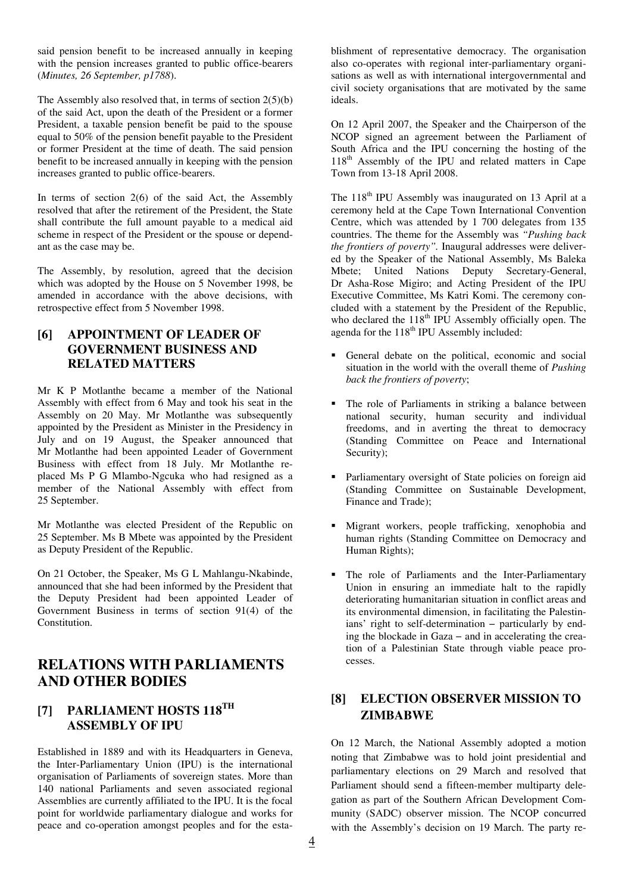said pension benefit to be increased annually in keeping with the pension increases granted to public office-bearers (*Minutes, 26 September, p1788*).

The Assembly also resolved that, in terms of section 2(5)(b) of the said Act, upon the death of the President or a former President, a taxable pension benefit be paid to the spouse equal to 50% of the pension benefit payable to the President or former President at the time of death. The said pension benefit to be increased annually in keeping with the pension increases granted to public office-bearers.

In terms of section 2(6) of the said Act, the Assembly resolved that after the retirement of the President, the State shall contribute the full amount payable to a medical aid scheme in respect of the President or the spouse or dependant as the case may be.

The Assembly, by resolution, agreed that the decision which was adopted by the House on 5 November 1998, be amended in accordance with the above decisions, with retrospective effect from 5 November 1998.

### [6] APPOINTMENT OF LEADER OF GOVERNMENT BUSINESS AND RELATED MATTERS

Mr K P Motlanthe became a member of the National Assembly with effect from 6 May and took his seat in the Assembly on 20 May. Mr Motlanthe was subsequently appointed by the President as Minister in the Presidency in July and on 19 August, the Speaker announced that Mr Motlanthe had been appointed Leader of Government Business with effect from 18 July. Mr Motlanthe replaced Ms P G Mlambo-Ngcuka who had resigned as a member of the National Assembly with effect from 25 September.

Mr Motlanthe was elected President of the Republic on 25 September. Ms B Mbete was appointed by the President as Deputy President of the Republic.

On 21 October, the Speaker, Ms G L Mahlangu-Nkabinde, announced that she had been informed by the President that the Deputy President had been appointed Leader of Government Business in terms of section 91(4) of the Constitution.

## RELATIONS WITH PARLIAMENTS AND OTHER BODIES

### [7] PARLIAMENT HOSTS 118TH ASSEMBLY OF IPU

Established in 1889 and with its Headquarters in Geneva, the Inter-Parliamentary Union (IPU) is the international organisation of Parliaments of sovereign states. More than 140 national Parliaments and seven associated regional Assemblies are currently affiliated to the IPU. It is the focal point for worldwide parliamentary dialogue and works for peace and co-operation amongst peoples and for the establishment of representative democracy. The organisation also co-operates with regional inter-parliamentary organisations as well as with international intergovernmental and civil society organisations that are motivated by the same ideals.

On 12 April 2007, the Speaker and the Chairperson of the NCOP signed an agreement between the Parliament of South Africa and the IPU concerning the hosting of the 118th Assembly of the IPU and related matters in Cape Town from 13-18 April 2008.

The 118th IPU Assembly was inaugurated on 13 April at a ceremony held at the Cape Town International Convention Centre, which was attended by 1 700 delegates from 135 countries. The theme for the Assembly was *"Pushing back the frontiers of poverty"*. Inaugural addresses were delivered by the Speaker of the National Assembly, Ms Baleka Mbete; United Nations Deputy Secretary-General, Dr Asha-Rose Migiro; and Acting President of the IPU Executive Committee, Ms Katri Komi. The ceremony concluded with a statement by the President of the Republic, who declared the 118th IPU Assembly officially open. The agenda for the 118th IPU Assembly included:

- General debate on the political, economic and social situation in the world with the overall theme of *Pushing back the frontiers of poverty*;
- The role of Parliaments in striking a balance between national security, human security and individual freedoms, and in averting the threat to democracy (Standing Committee on Peace and International Security);
- Parliamentary oversight of State policies on foreign aid (Standing Committee on Sustainable Development, Finance and Trade);
- Migrant workers, people trafficking, xenophobia and human rights (Standing Committee on Democracy and Human Rights);
- The role of Parliaments and the Inter-Parliamentary Union in ensuring an immediate halt to the rapidly deteriorating humanitarian situation in conflict areas and its environmental dimension, in facilitating the Palestinians' right to self-determination – particularly by ending the blockade in Gaza – and in accelerating the creation of a Palestinian State through viable peace processes.

### [8] ELECTION OBSERVER MISSION TO ZIMBABWE

On 12 March, the National Assembly adopted a motion noting that Zimbabwe was to hold joint presidential and parliamentary elections on 29 March and resolved that Parliament should send a fifteen-member multiparty delegation as part of the Southern African Development Community (SADC) observer mission. The NCOP concurred with the Assembly's decision on 19 March. The party re-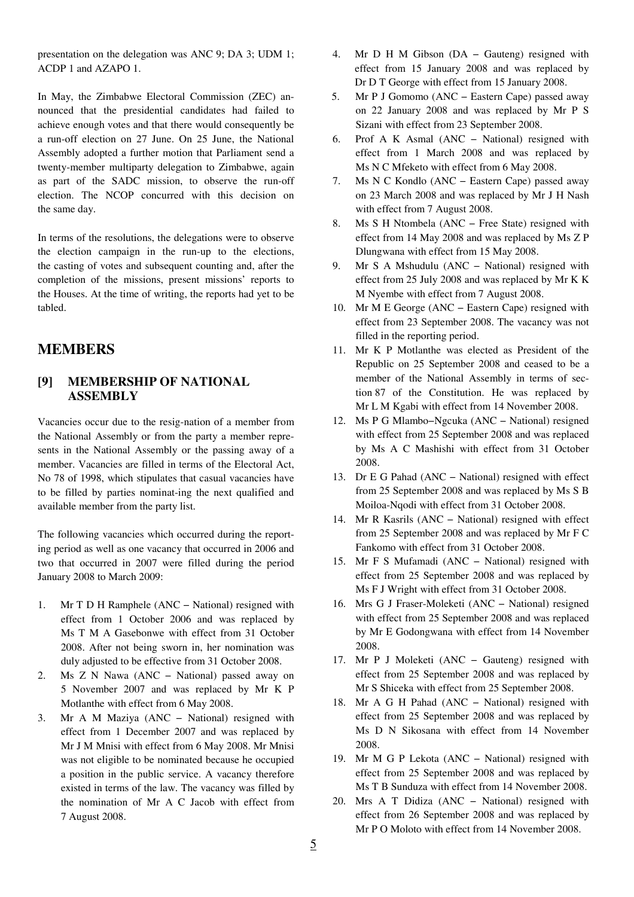presentation on the delegation was ANC 9; DA 3; UDM 1; ACDP 1 and AZAPO 1.

In May, the Zimbabwe Electoral Commission (ZEC) announced that the presidential candidates had failed to achieve enough votes and that there would consequently be a run-off election on 27 June. On 25 June, the National Assembly adopted a further motion that Parliament send a twenty-member multiparty delegation to Zimbabwe, again as part of the SADC mission, to observe the run-off election. The NCOP concurred with this decision on the same day.

In terms of the resolutions, the delegations were to observe the election campaign in the run-up to the elections, the casting of votes and subsequent counting and, after the completion of the missions, present missions' reports to the Houses. At the time of writing, the reports had yet to be tabled.

# MEMBERS

## [9] MEMBERSHIP OF NATIONAL ASSEMBLY

Vacancies occur due to the resig-nation of a member from the National Assembly or from the party a member represents in the National Assembly or the passing away of a member. Vacancies are filled in terms of the Electoral Act, No 78 of 1998, which stipulates that casual vacancies have to be filled by parties nominat-ing the next qualified and available member from the party list.

The following vacancies which occurred during the reporting period as well as one vacancy that occurred in 2006 and two that occurred in 2007 were filled during the period January 2008 to March 2009:

1. Mr T D H Ramphele (ANC – National) resigned with effect from 1 October 2006 and was replaced by Ms T M A Gasebonwe with effect from 31 October 2008. After not being sworn in, her nomination was duly adjusted to be effective from 31 October 2008.
2. Ms Z N Nawa (ANC – National) passed away on 5 November 2007 and was replaced by Mr K P Motlanthe with effect from 6 May 2008.
3. Mr A M Maziya (ANC – National) resigned with effect from 1 December 2007 and was replaced by Mr J M Mnisi with effect from 6 May 2008. Mr Mnisi was not eligible to be nominated because he occupied a position in the public service. A vacancy therefore existed in terms of the law. The vacancy was filled by the nomination of Mr A C Jacob with effect from 7 August 2008.
4. Mr D H M Gibson (DA – Gauteng) resigned with effect from 15 January 2008 and was replaced by Dr D T George with effect from 15 January 2008.
5. Mr P J Gomomo (ANC – Eastern Cape) passed away on 22 January 2008 and was replaced by Mr P S Sizani with effect from 23 September 2008.
6. Prof A K Asmal (ANC – National) resigned with effect from 1 March 2008 and was replaced by Ms N C Mfeketo with effect from 6 May 2008.
7. Ms N C Kondlo (ANC – Eastern Cape) passed away on 23 March 2008 and was replaced by Mr J H Nash with effect from 7 August 2008.
8. Ms S H Ntombela (ANC – Free State) resigned with effect from 14 May 2008 and was replaced by Ms Z P Dlungwana with effect from 15 May 2008.
9. Mr S A Mshudulu (ANC – National) resigned with effect from 25 July 2008 and was replaced by Mr K K M Nyembe with effect from 7 August 2008.
10. Mr M E George (ANC – Eastern Cape) resigned with effect from 23 September 2008. The vacancy was not filled in the reporting period.
11. Mr K P Motlanthe was elected as President of the Republic on 25 September 2008 and ceased to be a member of the National Assembly in terms of section 87 of the Constitution. He was replaced by Mr L M Kgabi with effect from 14 November 2008.
12. Ms P G Mlambo–Ngcuka (ANC – National) resigned with effect from 25 September 2008 and was replaced by Ms A C Mashishi with effect from 31 October 2008.
13. Dr E G Pahad (ANC – National) resigned with effect from 25 September 2008 and was replaced by Ms S B Moiloa-Nqodi with effect from 31 October 2008.
14. Mr R Kasrils (ANC – National) resigned with effect from 25 September 2008 and was replaced by Mr F C Fankomo with effect from 31 October 2008.
15. Mr F S Mufamadi (ANC – National) resigned with effect from 25 September 2008 and was replaced by Ms F J Wright with effect from 31 October 2008.
16. Mrs G J Fraser-Moleketi (ANC – National) resigned with effect from 25 September 2008 and was replaced by Mr E Godongwana with effect from 14 November 2008.
17. Mr P J Moleketi (ANC – Gauteng) resigned with effect from 25 September 2008 and was replaced by Mr S Shiceka with effect from 25 September 2008.
18. Mr A G H Pahad (ANC – National) resigned with effect from 25 September 2008 and was replaced by Ms D N Sikosana with effect from 14 November 2008.
19. Mr M G P Lekota (ANC – National) resigned with effect from 25 September 2008 and was replaced by Ms T B Sunduza with effect from 14 November 2008.
20. Mrs A T Didiza (ANC – National) resigned with effect from 26 September 2008 and was replaced by Mr P O Moloto with effect from 14 November 2008.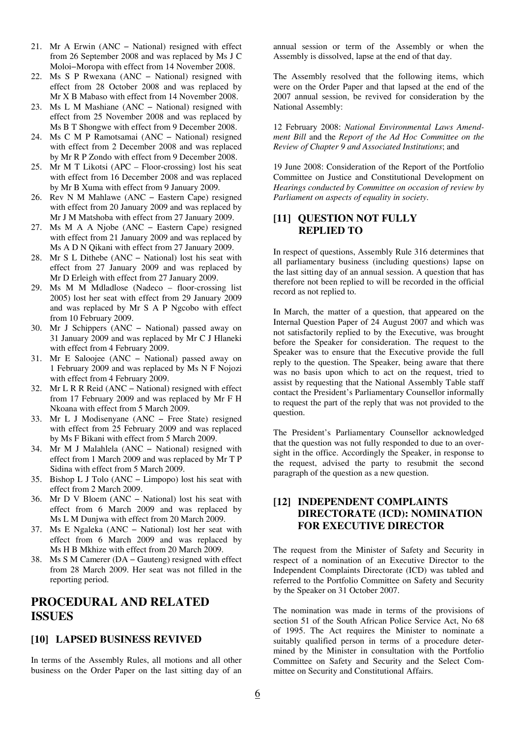21. Mr A Erwin (ANC – National) resigned with effect from 26 September 2008 and was replaced by Ms J C Moloi–Moropa with effect from 14 November 2008.
22. Ms S P Rwexana (ANC – National) resigned with effect from 28 October 2008 and was replaced by Mr X B Mabaso with effect from 14 November 2008.
23. Ms L M Mashiane (ANC – National) resigned with effect from 25 November 2008 and was replaced by Ms B T Shongwe with effect from 9 December 2008.
24. Ms C M P Ramotsamai (ANC – National) resigned with effect from 2 December 2008 and was replaced by Mr R P Zondo with effect from 9 December 2008.
25. Mr M T Likotsi (APC – Floor-crossing) lost his seat with effect from 16 December 2008 and was replaced by Mr B Xuma with effect from 9 January 2009.
26. Rev N M Mahlawe (ANC – Eastern Cape) resigned with effect from 20 January 2009 and was replaced by Mr J M Matshoba with effect from 27 January 2009.
27. Ms M A A Njobe (ANC – Eastern Cape) resigned with effect from 21 January 2009 and was replaced by Ms A D N Qikani with effect from 27 January 2009.
28. Mr S L Dithebe (ANC – National) lost his seat with effect from 27 January 2009 and was replaced by Mr D Erleigh with effect from 27 January 2009.
29. Ms M M Mdladlose (Nadeco – floor-crossing list 2005) lost her seat with effect from 29 January 2009 and was replaced by Mr S A P Ngcobo with effect from 10 February 2009.
30. Mr J Schippers (ANC – National) passed away on 31 January 2009 and was replaced by Mr C J Hlaneki with effect from 4 February 2009.
31. Mr E Saloojee (ANC – National) passed away on 1 February 2009 and was replaced by Ms N F Nojozi with effect from 4 February 2009.
32. Mr L R R Reid (ANC – National) resigned with effect from 17 February 2009 and was replaced by Mr F H Nkoana with effect from 5 March 2009.
33. Mr L J Modisenyane (ANC – Free State) resigned with effect from 25 February 2009 and was replaced by Ms F Bikani with effect from 5 March 2009.
34. Mr M J Malahlela (ANC – National) resigned with effect from 1 March 2009 and was replaced by Mr T P Sidina with effect from 5 March 2009.
35. Bishop L J Tolo (ANC – Limpopo) lost his seat with effect from 2 March 2009.
36. Mr D V Bloem (ANC – National) lost his seat with effect from 6 March 2009 and was replaced by Ms L M Dunjwa with effect from 20 March 2009.
37. Ms E Ngaleka (ANC – National) lost her seat with effect from 6 March 2009 and was replaced by Ms H B Mkhize with effect from 20 March 2009.
38. Ms S M Camerer (DA – Gauteng) resigned with effect from 28 March 2009. Her seat was not filled in the reporting period.

# PROCEDURAL AND RELATED ISSUES

## [10] LAPSED BUSINESS REVIVED

In terms of the Assembly Rules, all motions and all other business on the Order Paper on the last sitting day of an annual session or term of the Assembly or when the Assembly is dissolved, lapse at the end of that day.

The Assembly resolved that the following items, which were on the Order Paper and that lapsed at the end of the 2007 annual session, be revived for consideration by the National Assembly:

12 February 2008: *National Environmental Laws Amendment Bill* and the *Report of the Ad Hoc Committee on the Review of Chapter 9 and Associated Institutions*; and

19 June 2008: Consideration of the Report of the Portfolio Committee on Justice and Constitutional Development on *Hearings conducted by Committee on occasion of review by Parliament on aspects of equality in society*.

## [11] QUESTION NOT FULLY REPLIED TO

In respect of questions, Assembly Rule 316 determines that all parliamentary business (including questions) lapse on the last sitting day of an annual session. A question that has therefore not been replied to will be recorded in the official record as not replied to.

In March, the matter of a question, that appeared on the Internal Question Paper of 24 August 2007 and which was not satisfactorily replied to by the Executive, was brought before the Speaker for consideration. The request to the Speaker was to ensure that the Executive provide the full reply to the question. The Speaker, being aware that there was no basis upon which to act on the request, tried to assist by requesting that the National Assembly Table staff contact the President's Parliamentary Counsellor informally to request the part of the reply that was not provided to the question.

The President's Parliamentary Counsellor acknowledged that the question was not fully responded to due to an oversight in the office. Accordingly the Speaker, in response to the request, advised the party to resubmit the second paragraph of the question as a new question.

## [12] INDEPENDENT COMPLAINTS DIRECTORATE (ICD): NOMINATION FOR EXECUTIVE DIRECTOR

The request from the Minister of Safety and Security in respect of a nomination of an Executive Director to the Independent Complaints Directorate (ICD) was tabled and referred to the Portfolio Committee on Safety and Security by the Speaker on 31 October 2007.

The nomination was made in terms of the provisions of section 51 of the South African Police Service Act, No 68 of 1995. The Act requires the Minister to nominate a suitably qualified person in terms of a procedure determined by the Minister in consultation with the Portfolio Committee on Safety and Security and the Select Committee on Security and Constitutional Affairs.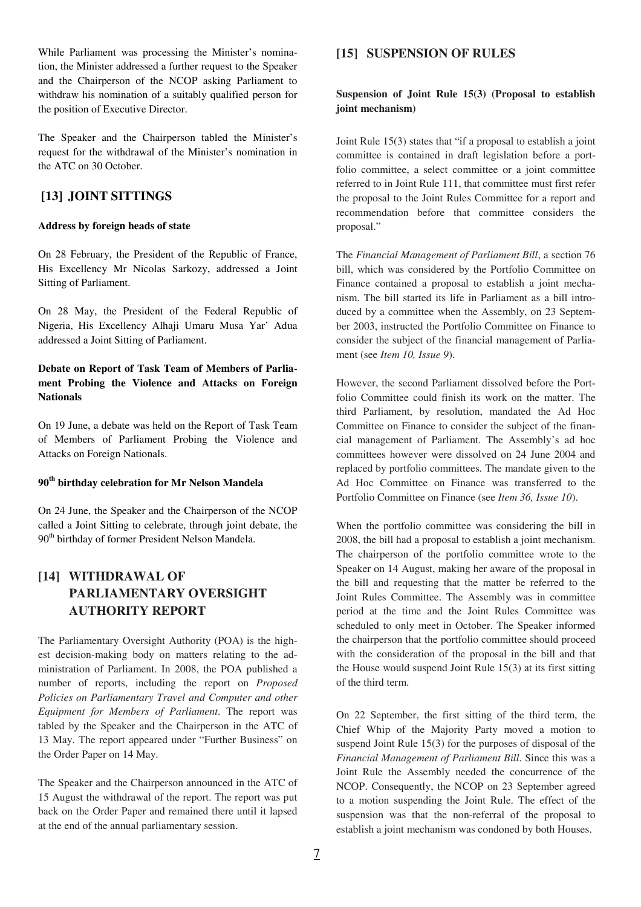While Parliament was processing the Minister's nomination, the Minister addressed a further request to the Speaker and the Chairperson of the NCOP asking Parliament to withdraw his nomination of a suitably qualified person for the position of Executive Director.

The Speaker and the Chairperson tabled the Minister's request for the withdrawal of the Minister's nomination in the ATC on 30 October.

## [13] JOINT SITTINGS

**Address by foreign heads of state**

On 28 February, the President of the Republic of France, His Excellency Mr Nicolas Sarkozy, addressed a Joint Sitting of Parliament.

On 28 May, the President of the Federal Republic of Nigeria, His Excellency Alhaji Umaru Musa Yar' Adua addressed a Joint Sitting of Parliament.

**Debate on Report of Task Team of Members of Parliament Probing the Violence and Attacks on Foreign Nationals**

On 19 June, a debate was held on the Report of Task Team of Members of Parliament Probing the Violence and Attacks on Foreign Nationals.

**90th birthday celebration for Mr Nelson Mandela**

On 24 June, the Speaker and the Chairperson of the NCOP called a Joint Sitting to celebrate, through joint debate, the 90th birthday of former President Nelson Mandela.

## [14] WITHDRAWAL OF PARLIAMENTARY OVERSIGHT AUTHORITY REPORT

The Parliamentary Oversight Authority (POA) is the highest decision-making body on matters relating to the administration of Parliament. In 2008, the POA published a number of reports, including the report on *Proposed Policies on Parliamentary Travel and Computer and other Equipment for Members of Parliament*. The report was tabled by the Speaker and the Chairperson in the ATC of 13 May. The report appeared under "Further Business" on the Order Paper on 14 May.

The Speaker and the Chairperson announced in the ATC of 15 August the withdrawal of the report. The report was put back on the Order Paper and remained there until it lapsed at the end of the annual parliamentary session.

## [15] SUSPENSION OF RULES

**Suspension of Joint Rule 15(3) (Proposal to establish joint mechanism)**

Joint Rule 15(3) states that "if a proposal to establish a joint committee is contained in draft legislation before a portfolio committee, a select committee or a joint committee referred to in Joint Rule 111, that committee must first refer the proposal to the Joint Rules Committee for a report and recommendation before that committee considers the proposal."

The *Financial Management of Parliament Bill*, a section 76 bill, which was considered by the Portfolio Committee on Finance contained a proposal to establish a joint mechanism. The bill started its life in Parliament as a bill introduced by a committee when the Assembly, on 23 September 2003, instructed the Portfolio Committee on Finance to consider the subject of the financial management of Parliament (see *Item 10, Issue 9*).

However, the second Parliament dissolved before the Portfolio Committee could finish its work on the matter. The third Parliament, by resolution, mandated the Ad Hoc Committee on Finance to consider the subject of the financial management of Parliament. The Assembly's ad hoc committees however were dissolved on 24 June 2004 and replaced by portfolio committees. The mandate given to the Ad Hoc Committee on Finance was transferred to the Portfolio Committee on Finance (see *Item 36, Issue 10*).

When the portfolio committee was considering the bill in 2008, the bill had a proposal to establish a joint mechanism. The chairperson of the portfolio committee wrote to the Speaker on 14 August, making her aware of the proposal in the bill and requesting that the matter be referred to the Joint Rules Committee. The Assembly was in committee period at the time and the Joint Rules Committee was scheduled to only meet in October. The Speaker informed the chairperson that the portfolio committee should proceed with the consideration of the proposal in the bill and that the House would suspend Joint Rule 15(3) at its first sitting of the third term.

On 22 September, the first sitting of the third term, the Chief Whip of the Majority Party moved a motion to suspend Joint Rule 15(3) for the purposes of disposal of the *Financial Management of Parliament Bill*. Since this was a Joint Rule the Assembly needed the concurrence of the NCOP. Consequently, the NCOP on 23 September agreed to a motion suspending the Joint Rule. The effect of the suspension was that the non-referral of the proposal to establish a joint mechanism was condoned by both Houses.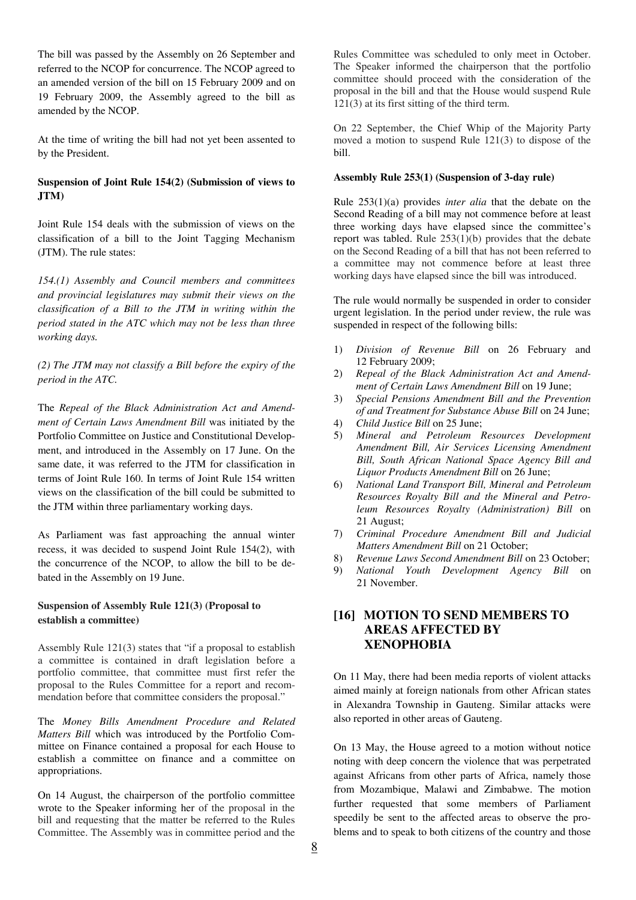The bill was passed by the Assembly on 26 September and referred to the NCOP for concurrence. The NCOP agreed to an amended version of the bill on 15 February 2009 and on 19 February 2009, the Assembly agreed to the bill as amended by the NCOP.

At the time of writing the bill had not yet been assented to by the President.

**Suspension of Joint Rule 154(2) (Submission of views to JTM)**

Joint Rule 154 deals with the submission of views on the classification of a bill to the Joint Tagging Mechanism (JTM). The rule states:

*154.(1) Assembly and Council members and committees and provincial legislatures may submit their views on the classification of a Bill to the JTM in writing within the period stated in the ATC which may not be less than three working days.*

*(2) The JTM may not classify a Bill before the expiry of the period in the ATC.*

The *Repeal of the Black Administration Act and Amendment of Certain Laws Amendment Bill* was initiated by the Portfolio Committee on Justice and Constitutional Development, and introduced in the Assembly on 17 June. On the same date, it was referred to the JTM for classification in terms of Joint Rule 160. In terms of Joint Rule 154 written views on the classification of the bill could be submitted to the JTM within three parliamentary working days.

As Parliament was fast approaching the annual winter recess, it was decided to suspend Joint Rule 154(2), with the concurrence of the NCOP, to allow the bill to be debated in the Assembly on 19 June.

**Suspension of Assembly Rule 121(3) (Proposal to establish a committee)**

Assembly Rule 121(3) states that "if a proposal to establish a committee is contained in draft legislation before a portfolio committee, that committee must first refer the proposal to the Rules Committee for a report and recommendation before that committee considers the proposal."

The *Money Bills Amendment Procedure and Related Matters Bill* which was introduced by the Portfolio Committee on Finance contained a proposal for each House to establish a committee on finance and a committee on appropriations.

On 14 August, the chairperson of the portfolio committee wrote to the Speaker informing her of the proposal in the bill and requesting that the matter be referred to the Rules Committee. The Assembly was in committee period and the Rules Committee was scheduled to only meet in October. The Speaker informed the chairperson that the portfolio committee should proceed with the consideration of the proposal in the bill and that the House would suspend Rule 121(3) at its first sitting of the third term.

On 22 September, the Chief Whip of the Majority Party moved a motion to suspend Rule 121(3) to dispose of the bill.

**Assembly Rule 253(1) (Suspension of 3-day rule)**

Rule 253(1)(a) provides *inter alia* that the debate on the Second Reading of a bill may not commence before at least three working days have elapsed since the committee's report was tabled. Rule 253(1)(b) provides that the debate on the Second Reading of a bill that has not been referred to a committee may not commence before at least three working days have elapsed since the bill was introduced.

The rule would normally be suspended in order to consider urgent legislation. In the period under review, the rule was suspended in respect of the following bills:

1) *Division of Revenue Bill* on 26 February and 12 February 2009;
2) *Repeal of the Black Administration Act and Amendment of Certain Laws Amendment Bill* on 19 June;
3) *Special Pensions Amendment Bill and the Prevention of and Treatment for Substance Abuse Bill* on 24 June;
4) *Child Justice Bill* on 25 June;
5) *Mineral and Petroleum Resources Development Amendment Bill, Air Services Licensing Amendment Bill, South African National Space Agency Bill and Liquor Products Amendment Bill* on 26 June;
6) *National Land Transport Bill, Mineral and Petroleum Resources Royalty Bill and the Mineral and Petroleum Resources Royalty (Administration) Bill* on 21 August;
7) *Criminal Procedure Amendment Bill and Judicial Matters Amendment Bill* on 21 October;
8) *Revenue Laws Second Amendment Bill* on 23 October;
9) *National Youth Development Agency Bill* on 21 November.

## [16] MOTION TO SEND MEMBERS TO AREAS AFFECTED BY XENOPHOBIA

On 11 May, there had been media reports of violent attacks aimed mainly at foreign nationals from other African states in Alexandra Township in Gauteng. Similar attacks were also reported in other areas of Gauteng.

On 13 May, the House agreed to a motion without notice noting with deep concern the violence that was perpetrated against Africans from other parts of Africa, namely those from Mozambique, Malawi and Zimbabwe. The motion further requested that some members of Parliament speedily be sent to the affected areas to observe the problems and to speak to both citizens of the country and those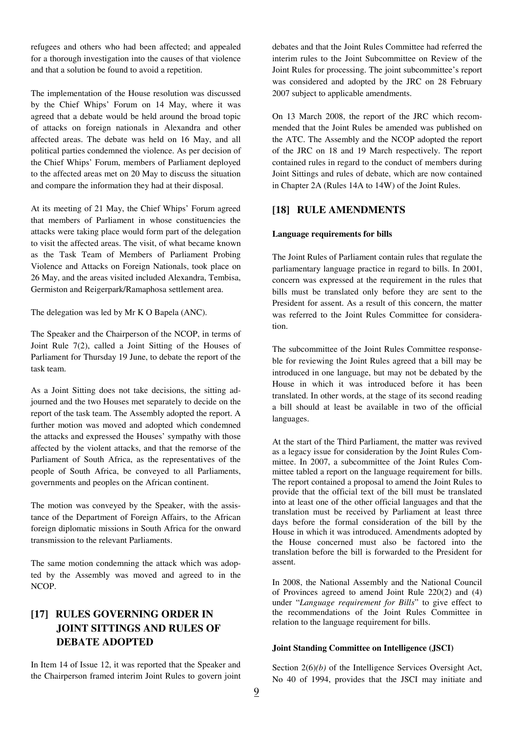refugees and others who had been affected; and appealed for a thorough investigation into the causes of that violence and that a solution be found to avoid a repetition.

The implementation of the House resolution was discussed by the Chief Whips' Forum on 14 May, where it was agreed that a debate would be held around the broad topic of attacks on foreign nationals in Alexandra and other affected areas. The debate was held on 16 May, and all political parties condemned the violence. As per decision of the Chief Whips' Forum, members of Parliament deployed to the affected areas met on 20 May to discuss the situation and compare the information they had at their disposal.

At its meeting of 21 May, the Chief Whips' Forum agreed that members of Parliament in whose constituencies the attacks were taking place would form part of the delegation to visit the affected areas. The visit, of what became known as the Task Team of Members of Parliament Probing Violence and Attacks on Foreign Nationals, took place on 26 May, and the areas visited included Alexandra, Tembisa, Germiston and Reigerpark/Ramaphosa settlement area.

The delegation was led by Mr K O Bapela (ANC).

The Speaker and the Chairperson of the NCOP, in terms of Joint Rule 7(2), called a Joint Sitting of the Houses of Parliament for Thursday 19 June, to debate the report of the task team.

As a Joint Sitting does not take decisions, the sitting adjourned and the two Houses met separately to decide on the report of the task team. The Assembly adopted the report. A further motion was moved and adopted which condemned the attacks and expressed the Houses' sympathy with those affected by the violent attacks, and that the remorse of the Parliament of South Africa, as the representatives of the people of South Africa, be conveyed to all Parliaments, governments and peoples on the African continent.

The motion was conveyed by the Speaker, with the assistance of the Department of Foreign Affairs, to the African foreign diplomatic missions in South Africa for the onward transmission to the relevant Parliaments.

The same motion condemning the attack which was adopted by the Assembly was moved and agreed to in the NCOP.

## [17] RULES GOVERNING ORDER IN JOINT SITTINGS AND RULES OF DEBATE ADOPTED

In Item 14 of Issue 12, it was reported that the Speaker and the Chairperson framed interim Joint Rules to govern joint debates and that the Joint Rules Committee had referred the interim rules to the Joint Subcommittee on Review of the Joint Rules for processing. The joint subcommittee's report was considered and adopted by the JRC on 28 February 2007 subject to applicable amendments.

On 13 March 2008, the report of the JRC which recommended that the Joint Rules be amended was published on the ATC. The Assembly and the NCOP adopted the report of the JRC on 18 and 19 March respectively. The report contained rules in regard to the conduct of members during Joint Sittings and rules of debate, which are now contained in Chapter 2A (Rules 14A to 14W) of the Joint Rules.

## [18] RULE AMENDMENTS

#### Language requirements for bills

The Joint Rules of Parliament contain rules that regulate the parliamentary language practice in regard to bills. In 2001, concern was expressed at the requirement in the rules that bills must be translated only before they are sent to the President for assent. As a result of this concern, the matter was referred to the Joint Rules Committee for consideration.

The subcommittee of the Joint Rules Committee responseble for reviewing the Joint Rules agreed that a bill may be introduced in one language, but may not be debated by the House in which it was introduced before it has been translated. In other words, at the stage of its second reading a bill should at least be available in two of the official languages.

At the start of the Third Parliament, the matter was revived as a legacy issue for consideration by the Joint Rules Committee. In 2007, a subcommittee of the Joint Rules Committee tabled a report on the language requirement for bills. The report contained a proposal to amend the Joint Rules to provide that the official text of the bill must be translated into at least one of the other official languages and that the translation must be received by Parliament at least three days before the formal consideration of the bill by the House in which it was introduced. Amendments adopted by the House concerned must also be factored into the translation before the bill is forwarded to the President for assent.

In 2008, the National Assembly and the National Council of Provinces agreed to amend Joint Rule 220(2) and (4) under "*Language requirement for Bills*" to give effect to the recommendations of the Joint Rules Committee in relation to the language requirement for bills.

#### Joint Standing Committee on Intelligence (JSCI)

Section 2(6)*(b)* of the Intelligence Services Oversight Act, No 40 of 1994, provides that the JSCI may initiate and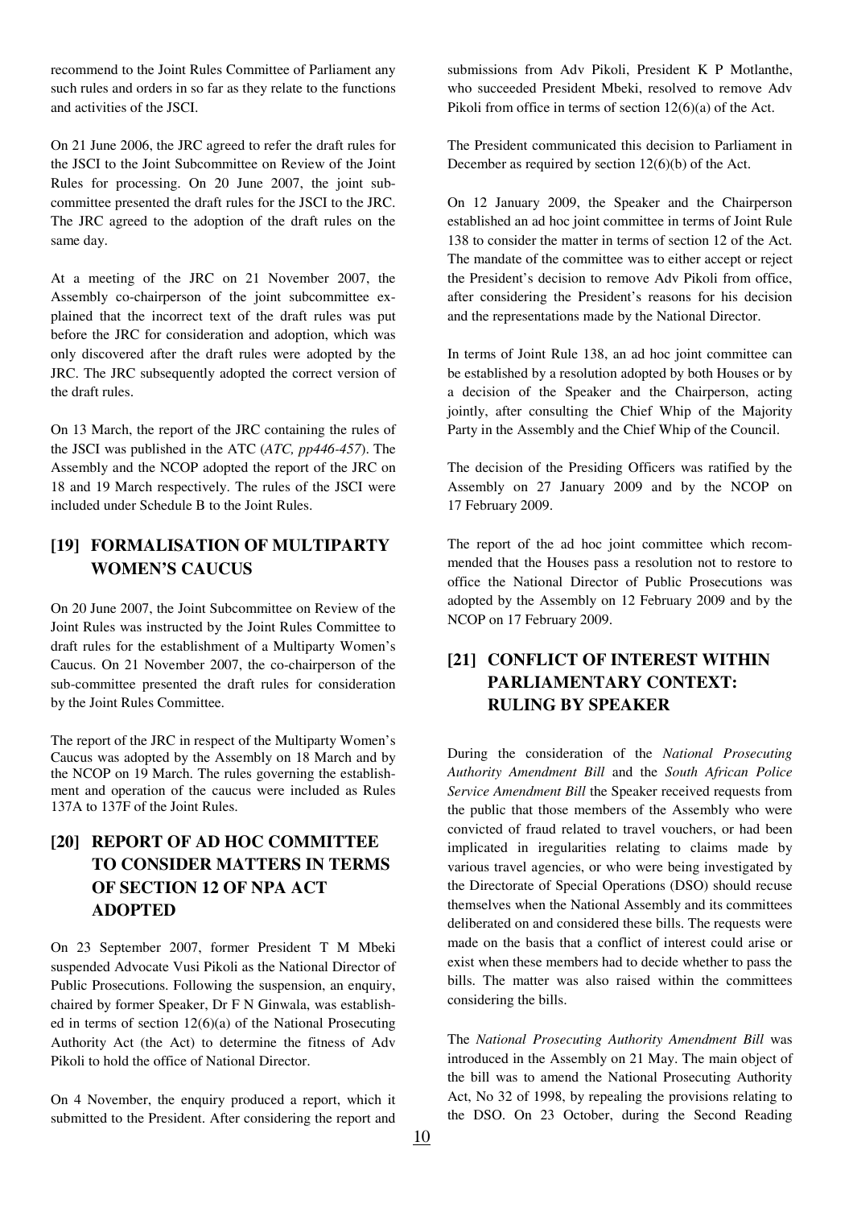recommend to the Joint Rules Committee of Parliament any such rules and orders in so far as they relate to the functions and activities of the JSCI.

On 21 June 2006, the JRC agreed to refer the draft rules for the JSCI to the Joint Subcommittee on Review of the Joint Rules for processing. On 20 June 2007, the joint subcommittee presented the draft rules for the JSCI to the JRC. The JRC agreed to the adoption of the draft rules on the same day.

At a meeting of the JRC on 21 November 2007, the Assembly co-chairperson of the joint subcommittee explained that the incorrect text of the draft rules was put before the JRC for consideration and adoption, which was only discovered after the draft rules were adopted by the JRC. The JRC subsequently adopted the correct version of the draft rules.

On 13 March, the report of the JRC containing the rules of the JSCI was published in the ATC (*ATC, pp446-457*). The Assembly and the NCOP adopted the report of the JRC on 18 and 19 March respectively. The rules of the JSCI were included under Schedule B to the Joint Rules.

## [19] FORMALISATION OF MULTIPARTY WOMEN'S CAUCUS

On 20 June 2007, the Joint Subcommittee on Review of the Joint Rules was instructed by the Joint Rules Committee to draft rules for the establishment of a Multiparty Women's Caucus. On 21 November 2007, the co-chairperson of the sub-committee presented the draft rules for consideration by the Joint Rules Committee.

The report of the JRC in respect of the Multiparty Women's Caucus was adopted by the Assembly on 18 March and by the NCOP on 19 March. The rules governing the establishment and operation of the caucus were included as Rules 137A to 137F of the Joint Rules.

## [20] REPORT OF AD HOC COMMITTEE TO CONSIDER MATTERS IN TERMS OF SECTION 12 OF NPA ACT ADOPTED

On 23 September 2007, former President T M Mbeki suspended Advocate Vusi Pikoli as the National Director of Public Prosecutions. Following the suspension, an enquiry, chaired by former Speaker, Dr F N Ginwala, was established in terms of section 12(6)(a) of the National Prosecuting Authority Act (the Act) to determine the fitness of Adv Pikoli to hold the office of National Director.

On 4 November, the enquiry produced a report, which it submitted to the President. After considering the report and submissions from Adv Pikoli, President K P Motlanthe, who succeeded President Mbeki, resolved to remove Adv Pikoli from office in terms of section 12(6)(a) of the Act.

The President communicated this decision to Parliament in December as required by section 12(6)(b) of the Act.

On 12 January 2009, the Speaker and the Chairperson established an ad hoc joint committee in terms of Joint Rule 138 to consider the matter in terms of section 12 of the Act. The mandate of the committee was to either accept or reject the President's decision to remove Adv Pikoli from office, after considering the President's reasons for his decision and the representations made by the National Director.

In terms of Joint Rule 138, an ad hoc joint committee can be established by a resolution adopted by both Houses or by a decision of the Speaker and the Chairperson, acting jointly, after consulting the Chief Whip of the Majority Party in the Assembly and the Chief Whip of the Council.

The decision of the Presiding Officers was ratified by the Assembly on 27 January 2009 and by the NCOP on 17 February 2009.

The report of the ad hoc joint committee which recommended that the Houses pass a resolution not to restore to office the National Director of Public Prosecutions was adopted by the Assembly on 12 February 2009 and by the NCOP on 17 February 2009.

## [21] CONFLICT OF INTEREST WITHIN PARLIAMENTARY CONTEXT: RULING BY SPEAKER

During the consideration of the *National Prosecuting Authority Amendment Bill* and the *South African Police Service Amendment Bill* the Speaker received requests from the public that those members of the Assembly who were convicted of fraud related to travel vouchers, or had been implicated in iregularities relating to claims made by various travel agencies, or who were being investigated by the Directorate of Special Operations (DSO) should recuse themselves when the National Assembly and its committees deliberated on and considered these bills. The requests were made on the basis that a conflict of interest could arise or exist when these members had to decide whether to pass the bills. The matter was also raised within the committees considering the bills.

The *National Prosecuting Authority Amendment Bill* was introduced in the Assembly on 21 May. The main object of the bill was to amend the National Prosecuting Authority Act, No 32 of 1998, by repealing the provisions relating to the DSO. On 23 October, during the Second Reading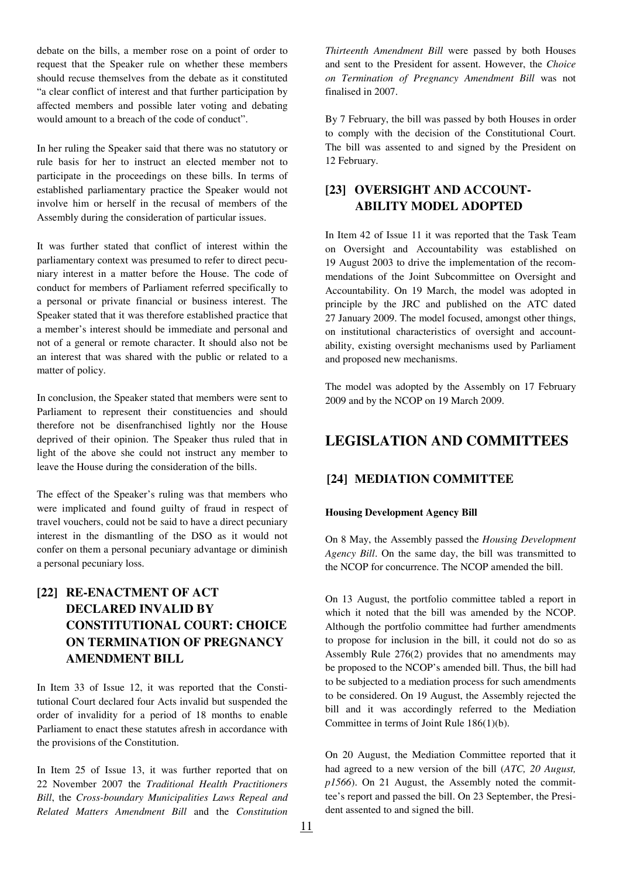debate on the bills, a member rose on a point of order to request that the Speaker rule on whether these members should recuse themselves from the debate as it constituted "a clear conflict of interest and that further participation by affected members and possible later voting and debating would amount to a breach of the code of conduct".

In her ruling the Speaker said that there was no statutory or rule basis for her to instruct an elected member not to participate in the proceedings on these bills. In terms of established parliamentary practice the Speaker would not involve him or herself in the recusal of members of the Assembly during the consideration of particular issues.

It was further stated that conflict of interest within the parliamentary context was presumed to refer to direct pecuniary interest in a matter before the House. The code of conduct for members of Parliament referred specifically to a personal or private financial or business interest. The Speaker stated that it was therefore established practice that a member's interest should be immediate and personal and not of a general or remote character. It should also not be an interest that was shared with the public or related to a matter of policy.

In conclusion, the Speaker stated that members were sent to Parliament to represent their constituencies and should therefore not be disenfranchised lightly nor the House deprived of their opinion. The Speaker thus ruled that in light of the above she could not instruct any member to leave the House during the consideration of the bills.

The effect of the Speaker's ruling was that members who were implicated and found guilty of fraud in respect of travel vouchers, could not be said to have a direct pecuniary interest in the dismantling of the DSO as it would not confer on them a personal pecuniary advantage or diminish a personal pecuniary loss.

## [22] RE-ENACTMENT OF ACT DECLARED INVALID BY CONSTITUTIONAL COURT: CHOICE ON TERMINATION OF PREGNANCY AMENDMENT BILL

In Item 33 of Issue 12, it was reported that the Constitutional Court declared four Acts invalid but suspended the order of invalidity for a period of 18 months to enable Parliament to enact these statutes afresh in accordance with the provisions of the Constitution.

In Item 25 of Issue 13, it was further reported that on 22 November 2007 the *Traditional Health Practitioners Bill*, the *Cross-boundary Municipalities Laws Repeal and Related Matters Amendment Bill* and the *Constitution Thirteenth Amendment Bill* were passed by both Houses and sent to the President for assent. However, the *Choice on Termination of Pregnancy Amendment Bill* was not finalised in 2007.

By 7 February, the bill was passed by both Houses in order to comply with the decision of the Constitutional Court. The bill was assented to and signed by the President on 12 February.

## [23] OVERSIGHT AND ACCOUNTABILITY MODEL ADOPTED

In Item 42 of Issue 11 it was reported that the Task Team on Oversight and Accountability was established on 19 August 2003 to drive the implementation of the recommendations of the Joint Subcommittee on Oversight and Accountability. On 19 March, the model was adopted in principle by the JRC and published on the ATC dated 27 January 2009. The model focused, amongst other things, on institutional characteristics of oversight and accountability, existing oversight mechanisms used by Parliament and proposed new mechanisms.

The model was adopted by the Assembly on 17 February 2009 and by the NCOP on 19 March 2009.

# LEGISLATION AND COMMITTEES

## [24] MEDIATION COMMITTEE

**Housing Development Agency Bill**

On 8 May, the Assembly passed the *Housing Development Agency Bill*. On the same day, the bill was transmitted to the NCOP for concurrence. The NCOP amended the bill.

On 13 August, the portfolio committee tabled a report in which it noted that the bill was amended by the NCOP. Although the portfolio committee had further amendments to propose for inclusion in the bill, it could not do so as Assembly Rule 276(2) provides that no amendments may be proposed to the NCOP's amended bill. Thus, the bill had to be subjected to a mediation process for such amendments to be considered. On 19 August, the Assembly rejected the bill and it was accordingly referred to the Mediation Committee in terms of Joint Rule 186(1)(b).

On 20 August, the Mediation Committee reported that it had agreed to a new version of the bill (*ATC, 20 August, p1566*). On 21 August, the Assembly noted the committee's report and passed the bill. On 23 September, the President assented to and signed the bill.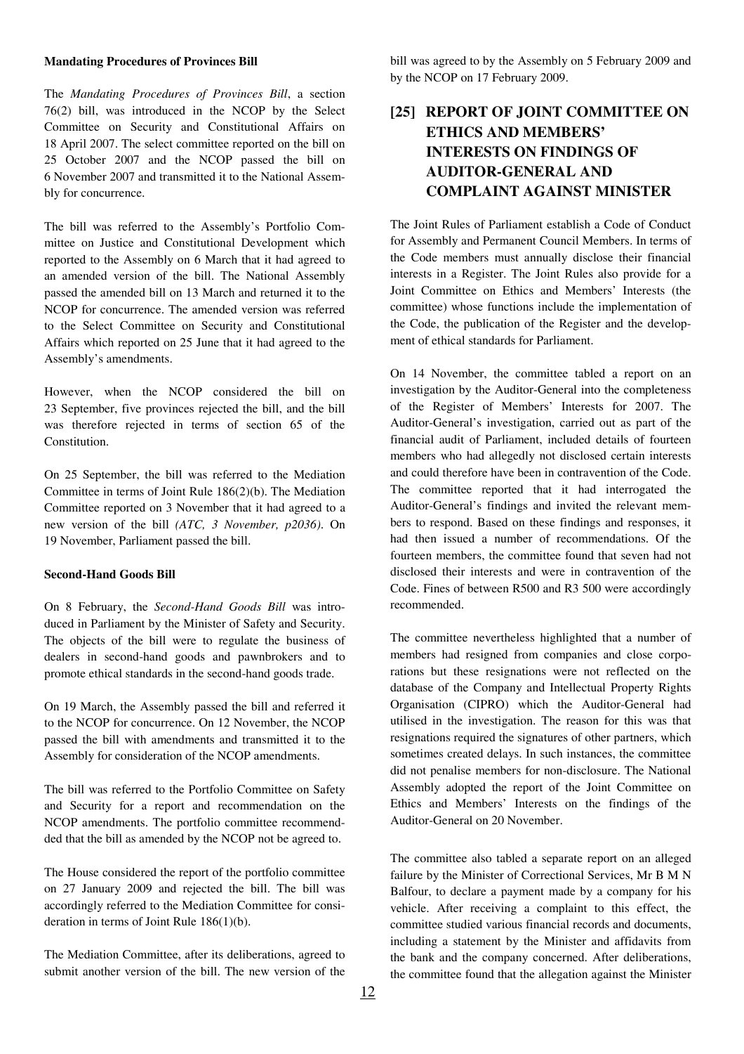**Mandating Procedures of Provinces Bill**

The *Mandating Procedures of Provinces Bill*, a section 76(2) bill, was introduced in the NCOP by the Select Committee on Security and Constitutional Affairs on 18 April 2007. The select committee reported on the bill on 25 October 2007 and the NCOP passed the bill on 6 November 2007 and transmitted it to the National Assembly for concurrence.

The bill was referred to the Assembly's Portfolio Committee on Justice and Constitutional Development which reported to the Assembly on 6 March that it had agreed to an amended version of the bill. The National Assembly passed the amended bill on 13 March and returned it to the NCOP for concurrence. The amended version was referred to the Select Committee on Security and Constitutional Affairs which reported on 25 June that it had agreed to the Assembly's amendments.

However, when the NCOP considered the bill on 23 September, five provinces rejected the bill, and the bill was therefore rejected in terms of section 65 of the Constitution.

On 25 September, the bill was referred to the Mediation Committee in terms of Joint Rule 186(2)(b). The Mediation Committee reported on 3 November that it had agreed to a new version of the bill *(ATC, 3 November, p2036)*. On 19 November, Parliament passed the bill.

**Second-Hand Goods Bill**

On 8 February, the *Second-Hand Goods Bill* was introduced in Parliament by the Minister of Safety and Security. The objects of the bill were to regulate the business of dealers in second-hand goods and pawnbrokers and to promote ethical standards in the second-hand goods trade.

On 19 March, the Assembly passed the bill and referred it to the NCOP for concurrence. On 12 November, the NCOP passed the bill with amendments and transmitted it to the Assembly for consideration of the NCOP amendments.

The bill was referred to the Portfolio Committee on Safety and Security for a report and recommendation on the NCOP amendments. The portfolio committee recommended that the bill as amended by the NCOP not be agreed to.

The House considered the report of the portfolio committee on 27 January 2009 and rejected the bill. The bill was accordingly referred to the Mediation Committee for consideration in terms of Joint Rule 186(1)(b).

The Mediation Committee, after its deliberations, agreed to submit another version of the bill. The new version of the bill was agreed to by the Assembly on 5 February 2009 and by the NCOP on 17 February 2009.

## [25] REPORT OF JOINT COMMITTEE ON ETHICS AND MEMBERS' INTERESTS ON FINDINGS OF AUDITOR-GENERAL AND COMPLAINT AGAINST MINISTER

The Joint Rules of Parliament establish a Code of Conduct for Assembly and Permanent Council Members. In terms of the Code members must annually disclose their financial interests in a Register. The Joint Rules also provide for a Joint Committee on Ethics and Members' Interests (the committee) whose functions include the implementation of the Code, the publication of the Register and the development of ethical standards for Parliament.

On 14 November, the committee tabled a report on an investigation by the Auditor-General into the completeness of the Register of Members' Interests for 2007. The Auditor-General's investigation, carried out as part of the financial audit of Parliament, included details of fourteen members who had allegedly not disclosed certain interests and could therefore have been in contravention of the Code. The committee reported that it had interrogated the Auditor-General's findings and invited the relevant members to respond. Based on these findings and responses, it had then issued a number of recommendations. Of the fourteen members, the committee found that seven had not disclosed their interests and were in contravention of the Code. Fines of between R500 and R3 500 were accordingly recommended.

The committee nevertheless highlighted that a number of members had resigned from companies and close corporations but these resignations were not reflected on the database of the Company and Intellectual Property Rights Organisation (CIPRO) which the Auditor-General had utilised in the investigation. The reason for this was that resignations required the signatures of other partners, which sometimes created delays. In such instances, the committee did not penalise members for non-disclosure. The National Assembly adopted the report of the Joint Committee on Ethics and Members' Interests on the findings of the Auditor-General on 20 November.

The committee also tabled a separate report on an alleged failure by the Minister of Correctional Services, Mr B M N Balfour, to declare a payment made by a company for his vehicle. After receiving a complaint to this effect, the committee studied various financial records and documents, including a statement by the Minister and affidavits from the bank and the company concerned. After deliberations, the committee found that the allegation against the Minister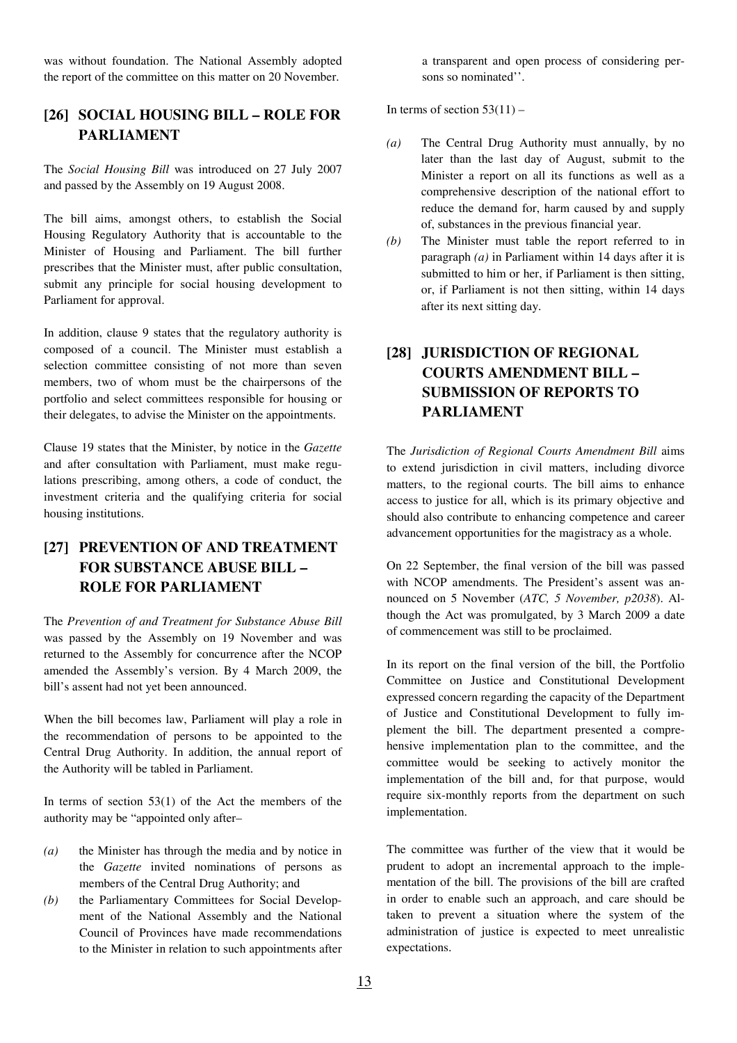was without foundation. The National Assembly adopted the report of the committee on this matter on 20 November.

## [26] SOCIAL HOUSING BILL – ROLE FOR PARLIAMENT

The *Social Housing Bill* was introduced on 27 July 2007 and passed by the Assembly on 19 August 2008.

The bill aims, amongst others, to establish the Social Housing Regulatory Authority that is accountable to the Minister of Housing and Parliament. The bill further prescribes that the Minister must, after public consultation, submit any principle for social housing development to Parliament for approval.

In addition, clause 9 states that the regulatory authority is composed of a council. The Minister must establish a selection committee consisting of not more than seven members, two of whom must be the chairpersons of the portfolio and select committees responsible for housing or their delegates, to advise the Minister on the appointments.

Clause 19 states that the Minister, by notice in the *Gazette* and after consultation with Parliament, must make regulations prescribing, among others, a code of conduct, the investment criteria and the qualifying criteria for social housing institutions.

## [27] PREVENTION OF AND TREATMENT FOR SUBSTANCE ABUSE BILL – ROLE FOR PARLIAMENT

The *Prevention of and Treatment for Substance Abuse Bill* was passed by the Assembly on 19 November and was returned to the Assembly for concurrence after the NCOP amended the Assembly's version. By 4 March 2009, the bill's assent had not yet been announced.

When the bill becomes law, Parliament will play a role in the recommendation of persons to be appointed to the Central Drug Authority. In addition, the annual report of the Authority will be tabled in Parliament.

In terms of section 53(1) of the Act the members of the authority may be "appointed only after–

- *(a)* the Minister has through the media and by notice in the *Gazette* invited nominations of persons as members of the Central Drug Authority; and
- *(b)* the Parliamentary Committees for Social Development of the National Assembly and the National Council of Provinces have made recommendations to the Minister in relation to such appointments after a transparent and open process of considering persons so nominated''.

In terms of section 53(11) –

- *(a)* The Central Drug Authority must annually, by no later than the last day of August, submit to the Minister a report on all its functions as well as a comprehensive description of the national effort to reduce the demand for, harm caused by and supply of, substances in the previous financial year.
- *(b)* The Minister must table the report referred to in paragraph *(a)* in Parliament within 14 days after it is submitted to him or her, if Parliament is then sitting, or, if Parliament is not then sitting, within 14 days after its next sitting day.

## [28] JURISDICTION OF REGIONAL COURTS AMENDMENT BILL – SUBMISSION OF REPORTS TO PARLIAMENT

The *Jurisdiction of Regional Courts Amendment Bill* aims to extend jurisdiction in civil matters, including divorce matters, to the regional courts. The bill aims to enhance access to justice for all, which is its primary objective and should also contribute to enhancing competence and career advancement opportunities for the magistracy as a whole.

On 22 September, the final version of the bill was passed with NCOP amendments. The President's assent was announced on 5 November (*ATC, 5 November, p2038*). Although the Act was promulgated, by 3 March 2009 a date of commencement was still to be proclaimed.

In its report on the final version of the bill, the Portfolio Committee on Justice and Constitutional Development expressed concern regarding the capacity of the Department of Justice and Constitutional Development to fully implement the bill. The department presented a comprehensive implementation plan to the committee, and the committee would be seeking to actively monitor the implementation of the bill and, for that purpose, would require six-monthly reports from the department on such implementation.

The committee was further of the view that it would be prudent to adopt an incremental approach to the implementation of the bill. The provisions of the bill are crafted in order to enable such an approach, and care should be taken to prevent a situation where the system of the administration of justice is expected to meet unrealistic expectations.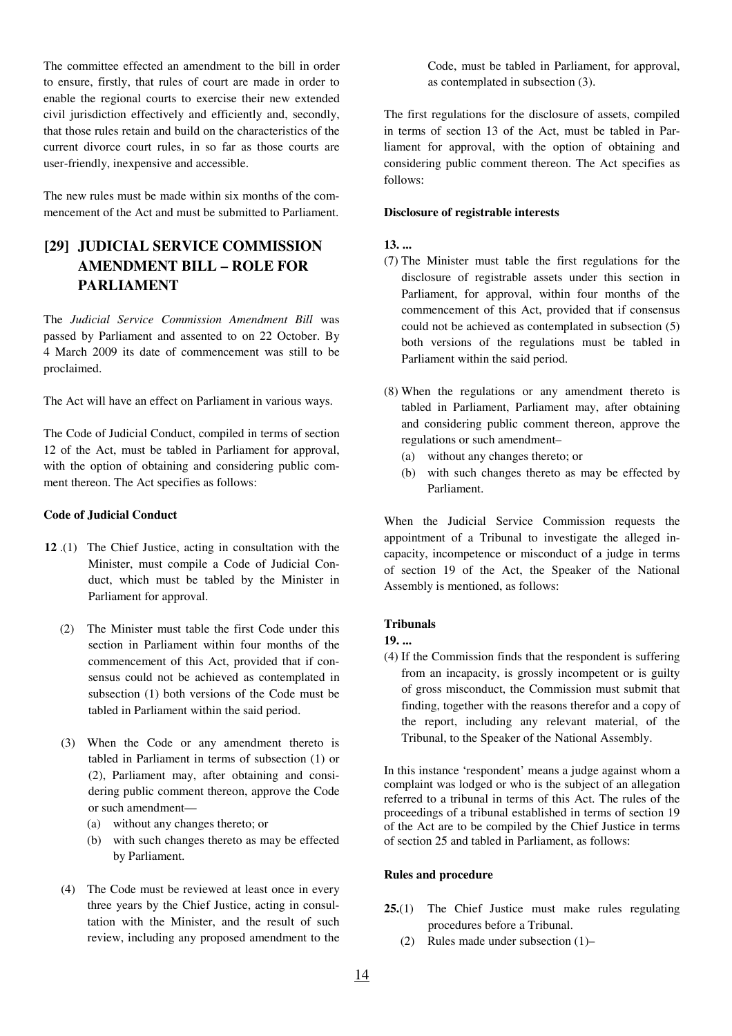The committee effected an amendment to the bill in order to ensure, firstly, that rules of court are made in order to enable the regional courts to exercise their new extended civil jurisdiction effectively and efficiently and, secondly, that those rules retain and build on the characteristics of the current divorce court rules, in so far as those courts are user-friendly, inexpensive and accessible.

The new rules must be made within six months of the commencement of the Act and must be submitted to Parliament.

## [29] JUDICIAL SERVICE COMMISSION AMENDMENT BILL – ROLE FOR PARLIAMENT

The *Judicial Service Commission Amendment Bill* was passed by Parliament and assented to on 22 October. By 4 March 2009 its date of commencement was still to be proclaimed.

The Act will have an effect on Parliament in various ways.

The Code of Judicial Conduct, compiled in terms of section 12 of the Act, must be tabled in Parliament for approval, with the option of obtaining and considering public comment thereon. The Act specifies as follows:

**Code of Judicial Conduct**

**12**.(1) The Chief Justice, acting in consultation with the Minister, must compile a Code of Judicial Conduct, which must be tabled by the Minister in Parliament for approval.

(2) The Minister must table the first Code under this section in Parliament within four months of the commencement of this Act, provided that if consensus could not be achieved as contemplated in subsection (1) both versions of the Code must be tabled in Parliament within the said period.

(3) When the Code or any amendment thereto is tabled in Parliament in terms of subsection (1) or (2), Parliament may, after obtaining and considering public comment thereon, approve the Code or such amendment—
- (a) without any changes thereto; or
- (b) with such changes thereto as may be effected by Parliament.

(4) The Code must be reviewed at least once in every three years by the Chief Justice, acting in consultation with the Minister, and the result of such review, including any proposed amendment to the Code, must be tabled in Parliament, for approval, as contemplated in subsection (3).

The first regulations for the disclosure of assets, compiled in terms of section 13 of the Act, must be tabled in Parliament for approval, with the option of obtaining and considering public comment thereon. The Act specifies as follows:

**Disclosure of registrable interests**

**13. ...**

(7) The Minister must table the first regulations for the disclosure of registrable assets under this section in Parliament, for approval, within four months of the commencement of this Act, provided that if consensus could not be achieved as contemplated in subsection (5) both versions of the regulations must be tabled in Parliament within the said period.

(8) When the regulations or any amendment thereto is tabled in Parliament, Parliament may, after obtaining and considering public comment thereon, approve the regulations or such amendment–
- (a) without any changes thereto; or
- (b) with such changes thereto as may be effected by Parliament.

When the Judicial Service Commission requests the appointment of a Tribunal to investigate the alleged incapacity, incompetence or misconduct of a judge in terms of section 19 of the Act, the Speaker of the National Assembly is mentioned, as follows:

**Tribunals**

**19. ...**

(4) If the Commission finds that the respondent is suffering from an incapacity, is grossly incompetent or is guilty of gross misconduct, the Commission must submit that finding, together with the reasons therefor and a copy of the report, including any relevant material, of the Tribunal, to the Speaker of the National Assembly.

In this instance 'respondent' means a judge against whom a complaint was lodged or who is the subject of an allegation referred to a tribunal in terms of this Act. The rules of the proceedings of a tribunal established in terms of section 19 of the Act are to be compiled by the Chief Justice in terms of section 25 and tabled in Parliament, as follows:

**Rules and procedure**

**25.**(1) The Chief Justice must make rules regulating procedures before a Tribunal.

(2) Rules made under subsection (1)–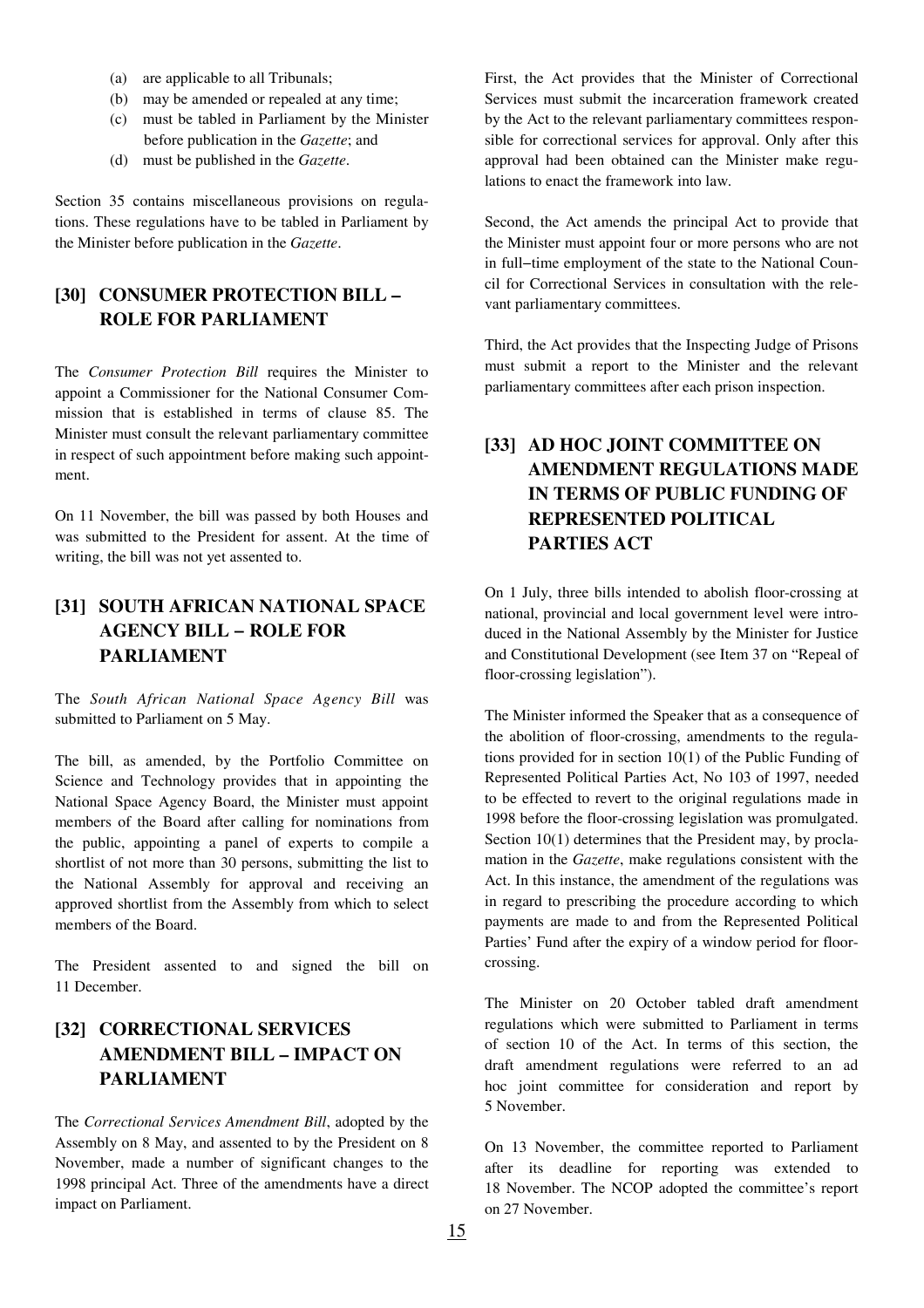(a) are applicable to all Tribunals;
(b) may be amended or repealed at any time;
(c) must be tabled in Parliament by the Minister before publication in the *Gazette*; and
(d) must be published in the *Gazette*.

Section 35 contains miscellaneous provisions on regulations. These regulations have to be tabled in Parliament by the Minister before publication in the *Gazette*.

## [30] CONSUMER PROTECTION BILL – ROLE FOR PARLIAMENT

The *Consumer Protection Bill* requires the Minister to appoint a Commissioner for the National Consumer Commission that is established in terms of clause 85. The Minister must consult the relevant parliamentary committee in respect of such appointment before making such appointment.

On 11 November, the bill was passed by both Houses and was submitted to the President for assent. At the time of writing, the bill was not yet assented to.

## [31] SOUTH AFRICAN NATIONAL SPACE AGENCY BILL – ROLE FOR PARLIAMENT

The *South African National Space Agency Bill* was submitted to Parliament on 5 May.

The bill, as amended, by the Portfolio Committee on Science and Technology provides that in appointing the National Space Agency Board, the Minister must appoint members of the Board after calling for nominations from the public, appointing a panel of experts to compile a shortlist of not more than 30 persons, submitting the list to the National Assembly for approval and receiving an approved shortlist from the Assembly from which to select members of the Board.

The President assented to and signed the bill on 11 December.

## [32] CORRECTIONAL SERVICES AMENDMENT BILL – IMPACT ON PARLIAMENT

The *Correctional Services Amendment Bill*, adopted by the Assembly on 8 May, and assented to by the President on 8 November, made a number of significant changes to the 1998 principal Act. Three of the amendments have a direct impact on Parliament.

First, the Act provides that the Minister of Correctional Services must submit the incarceration framework created by the Act to the relevant parliamentary committees responsible for correctional services for approval. Only after this approval had been obtained can the Minister make regulations to enact the framework into law.

Second, the Act amends the principal Act to provide that the Minister must appoint four or more persons who are not in full–time employment of the state to the National Council for Correctional Services in consultation with the relevant parliamentary committees.

Third, the Act provides that the Inspecting Judge of Prisons must submit a report to the Minister and the relevant parliamentary committees after each prison inspection.

## [33] AD HOC JOINT COMMITTEE ON AMENDMENT REGULATIONS MADE IN TERMS OF PUBLIC FUNDING OF REPRESENTED POLITICAL PARTIES ACT

On 1 July, three bills intended to abolish floor-crossing at national, provincial and local government level were introduced in the National Assembly by the Minister for Justice and Constitutional Development (see Item 37 on "Repeal of floor-crossing legislation").

The Minister informed the Speaker that as a consequence of the abolition of floor-crossing, amendments to the regulations provided for in section 10(1) of the Public Funding of Represented Political Parties Act, No 103 of 1997, needed to be effected to revert to the original regulations made in 1998 before the floor-crossing legislation was promulgated. Section 10(1) determines that the President may, by proclamation in the *Gazette*, make regulations consistent with the Act. In this instance, the amendment of the regulations was in regard to prescribing the procedure according to which payments are made to and from the Represented Political Parties' Fund after the expiry of a window period for floor-crossing.

The Minister on 20 October tabled draft amendment regulations which were submitted to Parliament in terms of section 10 of the Act. In terms of this section, the draft amendment regulations were referred to an ad hoc joint committee for consideration and report by 5 November.

On 13 November, the committee reported to Parliament after its deadline for reporting was extended to 18 November. The NCOP adopted the committee's report on 27 November.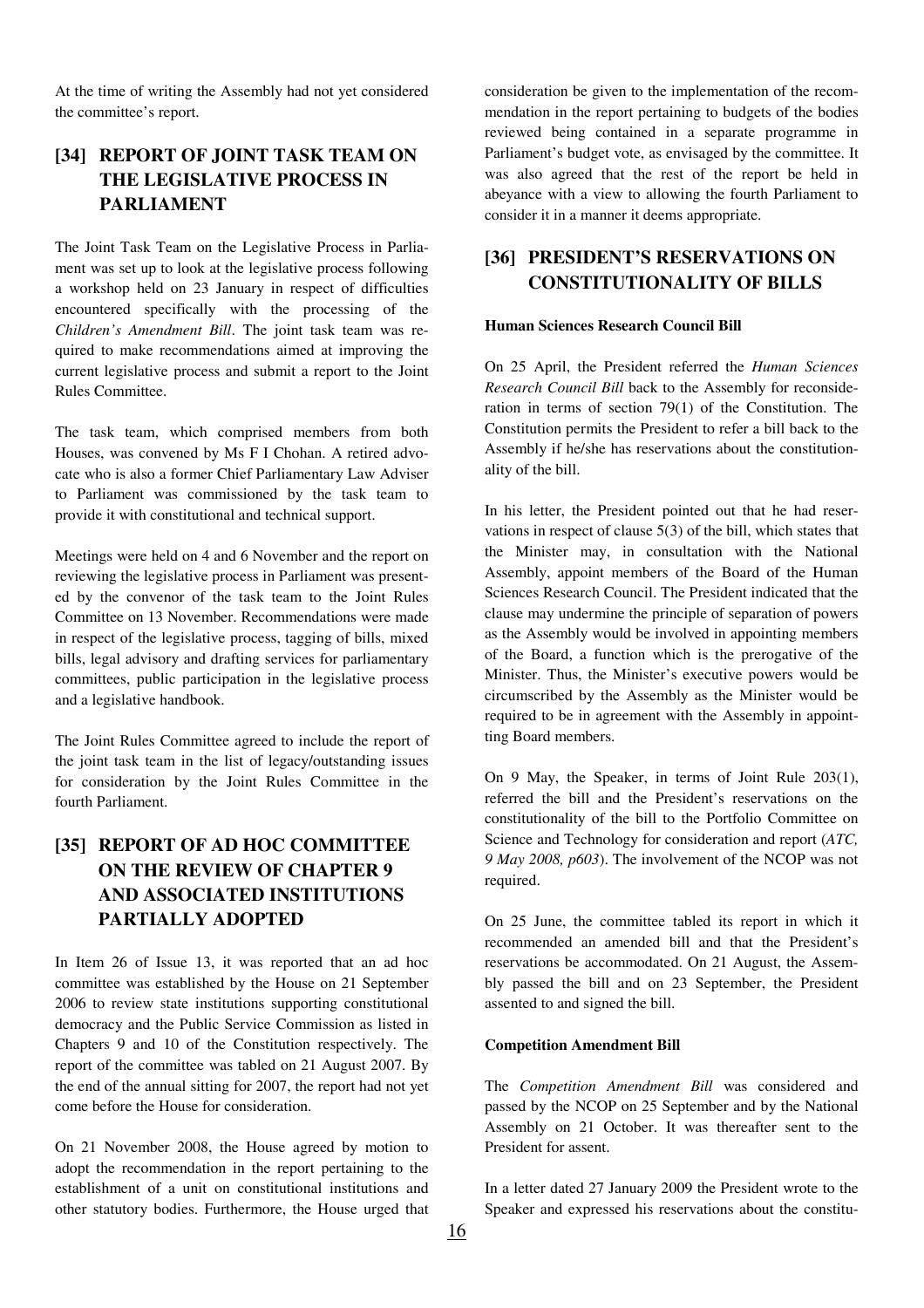At the time of writing the Assembly had not yet considered the committee's report.

## [34] REPORT OF JOINT TASK TEAM ON THE LEGISLATIVE PROCESS IN PARLIAMENT

The Joint Task Team on the Legislative Process in Parliament was set up to look at the legislative process following a workshop held on 23 January in respect of difficulties encountered specifically with the processing of the *Children's Amendment Bill*. The joint task team was required to make recommendations aimed at improving the current legislative process and submit a report to the Joint Rules Committee.

The task team, which comprised members from both Houses, was convened by Ms F I Chohan. A retired advocate who is also a former Chief Parliamentary Law Adviser to Parliament was commissioned by the task team to provide it with constitutional and technical support.

Meetings were held on 4 and 6 November and the report on reviewing the legislative process in Parliament was presented by the convenor of the task team to the Joint Rules Committee on 13 November. Recommendations were made in respect of the legislative process, tagging of bills, mixed bills, legal advisory and drafting services for parliamentary committees, public participation in the legislative process and a legislative handbook.

The Joint Rules Committee agreed to include the report of the joint task team in the list of legacy/outstanding issues for consideration by the Joint Rules Committee in the fourth Parliament.

## [35] REPORT OF AD HOC COMMITTEE ON THE REVIEW OF CHAPTER 9 AND ASSOCIATED INSTITUTIONS PARTIALLY ADOPTED

In Item 26 of Issue 13, it was reported that an ad hoc committee was established by the House on 21 September 2006 to review state institutions supporting constitutional democracy and the Public Service Commission as listed in Chapters 9 and 10 of the Constitution respectively. The report of the committee was tabled on 21 August 2007. By the end of the annual sitting for 2007, the report had not yet come before the House for consideration.

On 21 November 2008, the House agreed by motion to adopt the recommendation in the report pertaining to the establishment of a unit on constitutional institutions and other statutory bodies. Furthermore, the House urged that consideration be given to the implementation of the recommendation in the report pertaining to budgets of the bodies reviewed being contained in a separate programme in Parliament's budget vote, as envisaged by the committee. It was also agreed that the rest of the report be held in abeyance with a view to allowing the fourth Parliament to consider it in a manner it deems appropriate.

## [36] PRESIDENT'S RESERVATIONS ON CONSTITUTIONALITY OF BILLS

**Human Sciences Research Council Bill**

On 25 April, the President referred the *Human Sciences Research Council Bill* back to the Assembly for reconsideration in terms of section 79(1) of the Constitution. The Constitution permits the President to refer a bill back to the Assembly if he/she has reservations about the constitutionality of the bill.

In his letter, the President pointed out that he had reservations in respect of clause 5(3) of the bill, which states that the Minister may, in consultation with the National Assembly, appoint members of the Board of the Human Sciences Research Council. The President indicated that the clause may undermine the principle of separation of powers as the Assembly would be involved in appointing members of the Board, a function which is the prerogative of the Minister. Thus, the Minister's executive powers would be circumscribed by the Assembly as the Minister would be required to be in agreement with the Assembly in appointting Board members.

On 9 May, the Speaker, in terms of Joint Rule 203(1), referred the bill and the President's reservations on the constitutionality of the bill to the Portfolio Committee on Science and Technology for consideration and report (*ATC, 9 May 2008, p603*). The involvement of the NCOP was not required.

On 25 June, the committee tabled its report in which it recommended an amended bill and that the President's reservations be accommodated. On 21 August, the Assembly passed the bill and on 23 September, the President assented to and signed the bill.

**Competition Amendment Bill**

The *Competition Amendment Bill* was considered and passed by the NCOP on 25 September and by the National Assembly on 21 October. It was thereafter sent to the President for assent.

In a letter dated 27 January 2009 the President wrote to the Speaker and expressed his reservations about the constitu-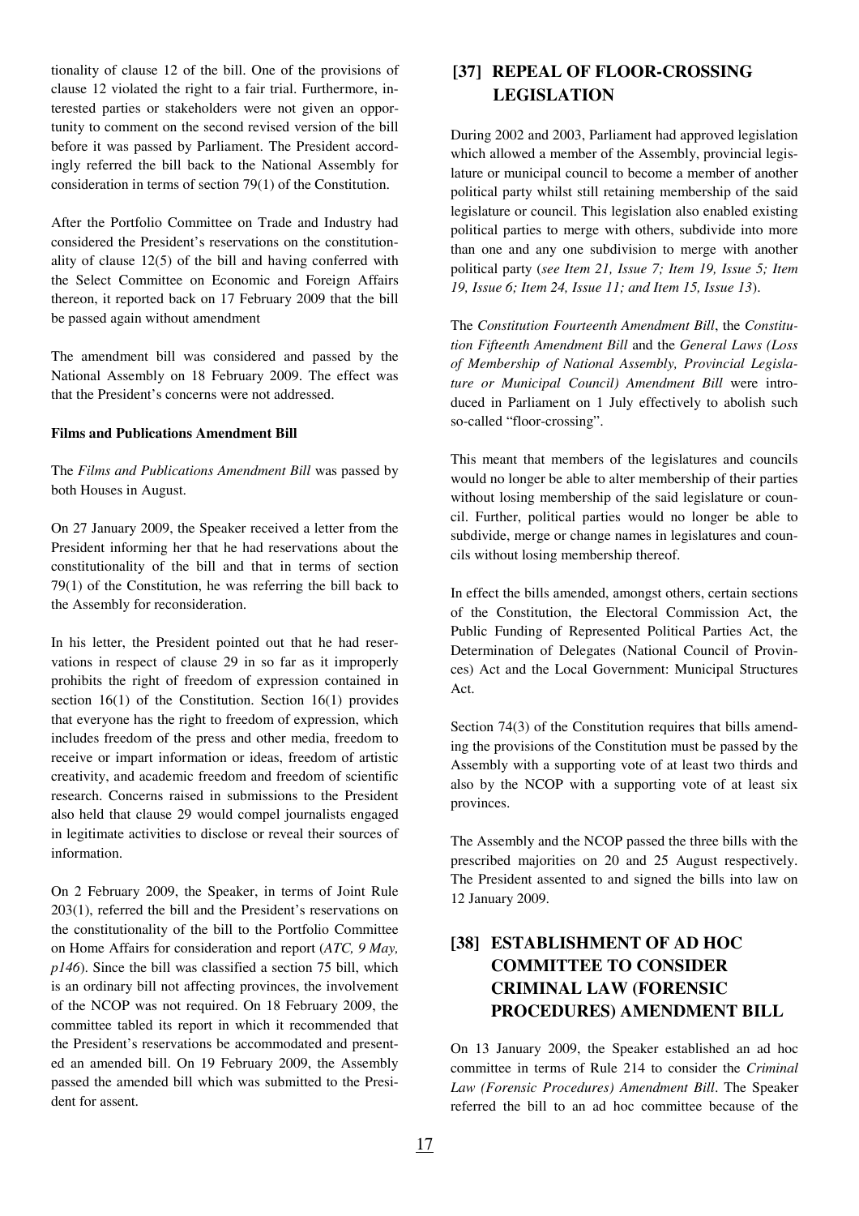tionality of clause 12 of the bill. One of the provisions of clause 12 violated the right to a fair trial. Furthermore, interested parties or stakeholders were not given an opportunity to comment on the second revised version of the bill before it was passed by Parliament. The President accordingly referred the bill back to the National Assembly for consideration in terms of section 79(1) of the Constitution.

After the Portfolio Committee on Trade and Industry had considered the President's reservations on the constitutionality of clause 12(5) of the bill and having conferred with the Select Committee on Economic and Foreign Affairs thereon, it reported back on 17 February 2009 that the bill be passed again without amendment

The amendment bill was considered and passed by the National Assembly on 18 February 2009. The effect was that the President's concerns were not addressed.

**Films and Publications Amendment Bill**

The *Films and Publications Amendment Bill* was passed by both Houses in August.

On 27 January 2009, the Speaker received a letter from the President informing her that he had reservations about the constitutionality of the bill and that in terms of section 79(1) of the Constitution, he was referring the bill back to the Assembly for reconsideration.

In his letter, the President pointed out that he had reservations in respect of clause 29 in so far as it improperly prohibits the right of freedom of expression contained in section 16(1) of the Constitution. Section 16(1) provides that everyone has the right to freedom of expression, which includes freedom of the press and other media, freedom to receive or impart information or ideas, freedom of artistic creativity, and academic freedom and freedom of scientific research. Concerns raised in submissions to the President also held that clause 29 would compel journalists engaged in legitimate activities to disclose or reveal their sources of information.

On 2 February 2009, the Speaker, in terms of Joint Rule 203(1), referred the bill and the President's reservations on the constitutionality of the bill to the Portfolio Committee on Home Affairs for consideration and report (*ATC, 9 May, p146*). Since the bill was classified a section 75 bill, which is an ordinary bill not affecting provinces, the involvement of the NCOP was not required. On 18 February 2009, the committee tabled its report in which it recommended that the President's reservations be accommodated and presented an amended bill. On 19 February 2009, the Assembly passed the amended bill which was submitted to the President for assent.

## [37] REPEAL OF FLOOR-CROSSING LEGISLATION

During 2002 and 2003, Parliament had approved legislation which allowed a member of the Assembly, provincial legislature or municipal council to become a member of another political party whilst still retaining membership of the said legislature or council. This legislation also enabled existing political parties to merge with others, subdivide into more than one and any one subdivision to merge with another political party (*see Item 21, Issue 7; Item 19, Issue 5; Item 19, Issue 6; Item 24, Issue 11; and Item 15, Issue 13*).

The *Constitution Fourteenth Amendment Bill*, the *Constitution Fifteenth Amendment Bill* and the *General Laws (Loss of Membership of National Assembly, Provincial Legislature or Municipal Council) Amendment Bill* were introduced in Parliament on 1 July effectively to abolish such so-called "floor-crossing".

This meant that members of the legislatures and councils would no longer be able to alter membership of their parties without losing membership of the said legislature or council. Further, political parties would no longer be able to subdivide, merge or change names in legislatures and councils without losing membership thereof.

In effect the bills amended, amongst others, certain sections of the Constitution, the Electoral Commission Act, the Public Funding of Represented Political Parties Act, the Determination of Delegates (National Council of Provinces) Act and the Local Government: Municipal Structures Act.

Section 74(3) of the Constitution requires that bills amending the provisions of the Constitution must be passed by the Assembly with a supporting vote of at least two thirds and also by the NCOP with a supporting vote of at least six provinces.

The Assembly and the NCOP passed the three bills with the prescribed majorities on 20 and 25 August respectively. The President assented to and signed the bills into law on 12 January 2009.

## [38] ESTABLISHMENT OF AD HOC COMMITTEE TO CONSIDER CRIMINAL LAW (FORENSIC PROCEDURES) AMENDMENT BILL

On 13 January 2009, the Speaker established an ad hoc committee in terms of Rule 214 to consider the *Criminal Law (Forensic Procedures) Amendment Bill*. The Speaker referred the bill to an ad hoc committee because of the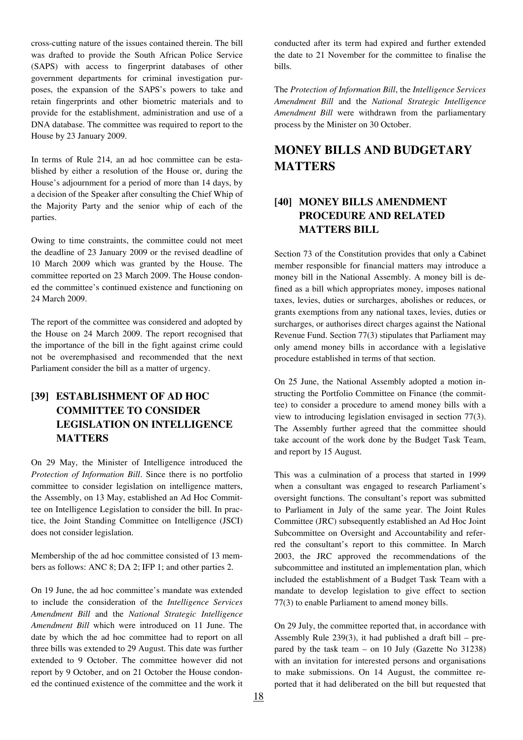cross-cutting nature of the issues contained therein. The bill was drafted to provide the South African Police Service (SAPS) with access to fingerprint databases of other government departments for criminal investigation purposes, the expansion of the SAPS's powers to take and retain fingerprints and other biometric materials and to provide for the establishment, administration and use of a DNA database. The committee was required to report to the House by 23 January 2009.

In terms of Rule 214, an ad hoc committee can be established by either a resolution of the House or, during the House's adjournment for a period of more than 14 days, by a decision of the Speaker after consulting the Chief Whip of the Majority Party and the senior whip of each of the parties.

Owing to time constraints, the committee could not meet the deadline of 23 January 2009 or the revised deadline of 10 March 2009 which was granted by the House. The committee reported on 23 March 2009. The House condoned the committee's continued existence and functioning on 24 March 2009.

The report of the committee was considered and adopted by the House on 24 March 2009. The report recognised that the importance of the bill in the fight against crime could not be overemphasised and recommended that the next Parliament consider the bill as a matter of urgency.

### [39] ESTABLISHMENT OF AD HOC COMMITTEE TO CONSIDER LEGISLATION ON INTELLIGENCE MATTERS

On 29 May, the Minister of Intelligence introduced the *Protection of Information Bill*. Since there is no portfolio committee to consider legislation on intelligence matters, the Assembly, on 13 May, established an Ad Hoc Committee on Intelligence Legislation to consider the bill. In practice, the Joint Standing Committee on Intelligence (JSCI) does not consider legislation.

Membership of the ad hoc committee consisted of 13 members as follows: ANC 8; DA 2; IFP 1; and other parties 2.

On 19 June, the ad hoc committee's mandate was extended to include the consideration of the *Intelligence Services Amendment Bill* and the *National Strategic Intelligence Amendment Bill* which were introduced on 11 June. The date by which the ad hoc committee had to report on all three bills was extended to 29 August. This date was further extended to 9 October. The committee however did not report by 9 October, and on 21 October the House condoned the continued existence of the committee and the work it conducted after its term had expired and further extended the date to 21 November for the committee to finalise the bills.

The *Protection of Information Bill*, the *Intelligence Services Amendment Bill* and the *National Strategic Intelligence Amendment Bill* were withdrawn from the parliamentary process by the Minister on 30 October.

## MONEY BILLS AND BUDGETARY MATTERS

### [40] MONEY BILLS AMENDMENT PROCEDURE AND RELATED MATTERS BILL

Section 73 of the Constitution provides that only a Cabinet member responsible for financial matters may introduce a money bill in the National Assembly. A money bill is defined as a bill which appropriates money, imposes national taxes, levies, duties or surcharges, abolishes or reduces, or grants exemptions from any national taxes, levies, duties or surcharges, or authorises direct charges against the National Revenue Fund. Section 77(3) stipulates that Parliament may only amend money bills in accordance with a legislative procedure established in terms of that section.

On 25 June, the National Assembly adopted a motion instructing the Portfolio Committee on Finance (the committee) to consider a procedure to amend money bills with a view to introducing legislation envisaged in section 77(3). The Assembly further agreed that the committee should take account of the work done by the Budget Task Team, and report by 15 August.

This was a culmination of a process that started in 1999 when a consultant was engaged to research Parliament's oversight functions. The consultant's report was submitted to Parliament in July of the same year. The Joint Rules Committee (JRC) subsequently established an Ad Hoc Joint Subcommittee on Oversight and Accountability and referred the consultant's report to this committee. In March 2003, the JRC approved the recommendations of the subcommittee and instituted an implementation plan, which included the establishment of a Budget Task Team with a mandate to develop legislation to give effect to section 77(3) to enable Parliament to amend money bills.

On 29 July, the committee reported that, in accordance with Assembly Rule 239(3), it had published a draft bill – prepared by the task team – on 10 July (Gazette No 31238) with an invitation for interested persons and organisations to make submissions. On 14 August, the committee reported that it had deliberated on the bill but requested that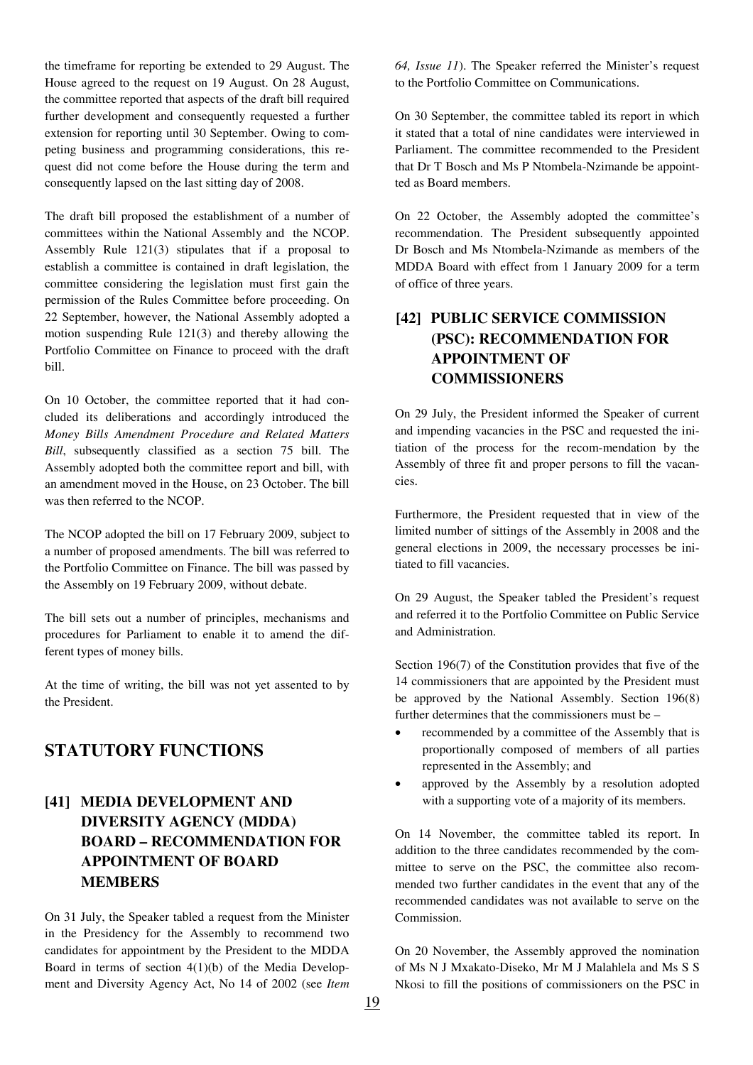the timeframe for reporting be extended to 29 August. The House agreed to the request on 19 August. On 28 August, the committee reported that aspects of the draft bill required further development and consequently requested a further extension for reporting until 30 September. Owing to competing business and programming considerations, this request did not come before the House during the term and consequently lapsed on the last sitting day of 2008.

The draft bill proposed the establishment of a number of committees within the National Assembly and the NCOP. Assembly Rule 121(3) stipulates that if a proposal to establish a committee is contained in draft legislation, the committee considering the legislation must first gain the permission of the Rules Committee before proceeding. On 22 September, however, the National Assembly adopted a motion suspending Rule 121(3) and thereby allowing the Portfolio Committee on Finance to proceed with the draft bill.

On 10 October, the committee reported that it had concluded its deliberations and accordingly introduced the *Money Bills Amendment Procedure and Related Matters Bill*, subsequently classified as a section 75 bill. The Assembly adopted both the committee report and bill, with an amendment moved in the House, on 23 October. The bill was then referred to the NCOP.

The NCOP adopted the bill on 17 February 2009, subject to a number of proposed amendments. The bill was referred to the Portfolio Committee on Finance. The bill was passed by the Assembly on 19 February 2009, without debate.

The bill sets out a number of principles, mechanisms and procedures for Parliament to enable it to amend the different types of money bills.

At the time of writing, the bill was not yet assented to by the President.

# STATUTORY FUNCTIONS

## [41] MEDIA DEVELOPMENT AND DIVERSITY AGENCY (MDDA) BOARD – RECOMMENDATION FOR APPOINTMENT OF BOARD MEMBERS

On 31 July, the Speaker tabled a request from the Minister in the Presidency for the Assembly to recommend two candidates for appointment by the President to the MDDA Board in terms of section 4(1)(b) of the Media Development and Diversity Agency Act, No 14 of 2002 (see *Item 64, Issue 11*). The Speaker referred the Minister's request to the Portfolio Committee on Communications.

On 30 September, the committee tabled its report in which it stated that a total of nine candidates were interviewed in Parliament. The committee recommended to the President that Dr T Bosch and Ms P Ntombela-Nzimande be appointted as Board members.

On 22 October, the Assembly adopted the committee's recommendation. The President subsequently appointed Dr Bosch and Ms Ntombela-Nzimande as members of the MDDA Board with effect from 1 January 2009 for a term of office of three years.

## [42] PUBLIC SERVICE COMMISSION (PSC): RECOMMENDATION FOR APPOINTMENT OF COMMISSIONERS

On 29 July, the President informed the Speaker of current and impending vacancies in the PSC and requested the initiation of the process for the recom-mendation by the Assembly of three fit and proper persons to fill the vacancies.

Furthermore, the President requested that in view of the limited number of sittings of the Assembly in 2008 and the general elections in 2009, the necessary processes be initiated to fill vacancies.

On 29 August, the Speaker tabled the President's request and referred it to the Portfolio Committee on Public Service and Administration.

Section 196(7) of the Constitution provides that five of the 14 commissioners that are appointed by the President must be approved by the National Assembly. Section 196(8) further determines that the commissioners must be –

- recommended by a committee of the Assembly that is proportionally composed of members of all parties represented in the Assembly; and
- approved by the Assembly by a resolution adopted with a supporting vote of a majority of its members.

On 14 November, the committee tabled its report. In addition to the three candidates recommended by the committee to serve on the PSC, the committee also recommended two further candidates in the event that any of the recommended candidates was not available to serve on the Commission.

On 20 November, the Assembly approved the nomination of Ms N J Mxakato-Diseko, Mr M J Malahlela and Ms S S Nkosi to fill the positions of commissioners on the PSC in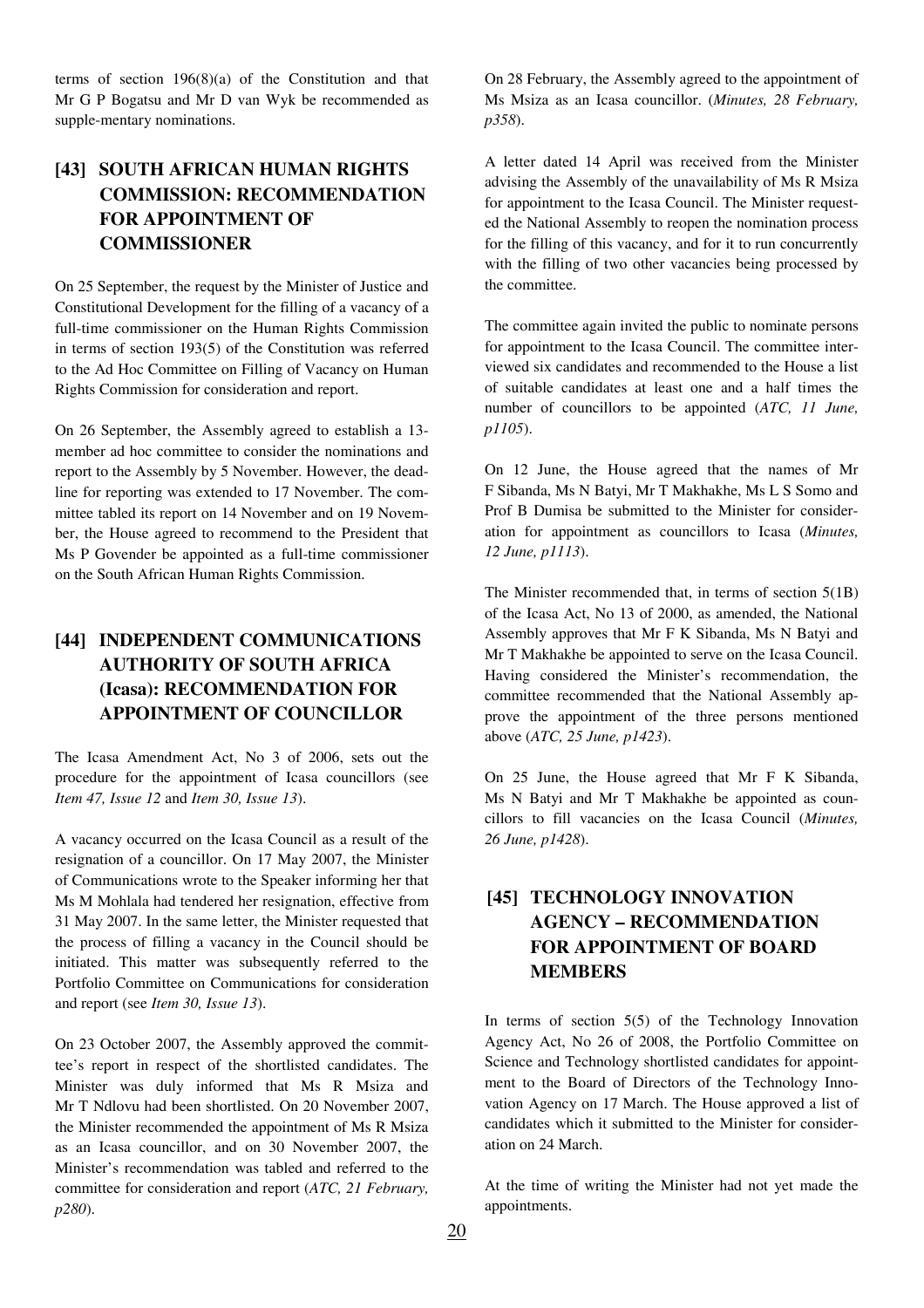terms of section 196(8)(a) of the Constitution and that Mr G P Bogatsu and Mr D van Wyk be recommended as supple-mentary nominations.

## [43] SOUTH AFRICAN HUMAN RIGHTS COMMISSION: RECOMMENDATION FOR APPOINTMENT OF COMMISSIONER

On 25 September, the request by the Minister of Justice and Constitutional Development for the filling of a vacancy of a full-time commissioner on the Human Rights Commission in terms of section 193(5) of the Constitution was referred to the Ad Hoc Committee on Filling of Vacancy on Human Rights Commission for consideration and report.

On 26 September, the Assembly agreed to establish a 13-member ad hoc committee to consider the nominations and report to the Assembly by 5 November. However, the deadline for reporting was extended to 17 November. The committee tabled its report on 14 November and on 19 November, the House agreed to recommend to the President that Ms P Govender be appointed as a full-time commissioner on the South African Human Rights Commission.

## [44] INDEPENDENT COMMUNICATIONS AUTHORITY OF SOUTH AFRICA (Icasa): RECOMMENDATION FOR APPOINTMENT OF COUNCILLOR

The Icasa Amendment Act, No 3 of 2006, sets out the procedure for the appointment of Icasa councillors (see *Item 47, Issue 12* and *Item 30, Issue 13*).

A vacancy occurred on the Icasa Council as a result of the resignation of a councillor. On 17 May 2007, the Minister of Communications wrote to the Speaker informing her that Ms M Mohlala had tendered her resignation, effective from 31 May 2007. In the same letter, the Minister requested that the process of filling a vacancy in the Council should be initiated. This matter was subsequently referred to the Portfolio Committee on Communications for consideration and report (see *Item 30, Issue 13*).

On 23 October 2007, the Assembly approved the committee's report in respect of the shortlisted candidates. The Minister was duly informed that Ms R Msiza and Mr T Ndlovu had been shortlisted. On 20 November 2007, the Minister recommended the appointment of Ms R Msiza as an Icasa councillor, and on 30 November 2007, the Minister's recommendation was tabled and referred to the committee for consideration and report (*ATC, 21 February, p280*).

On 28 February, the Assembly agreed to the appointment of Ms Msiza as an Icasa councillor. (*Minutes, 28 February, p358*).

A letter dated 14 April was received from the Minister advising the Assembly of the unavailability of Ms R Msiza for appointment to the Icasa Council. The Minister requested the National Assembly to reopen the nomination process for the filling of this vacancy, and for it to run concurrently with the filling of two other vacancies being processed by the committee.

The committee again invited the public to nominate persons for appointment to the Icasa Council. The committee interviewed six candidates and recommended to the House a list of suitable candidates at least one and a half times the number of councillors to be appointed (*ATC, 11 June, p1105*).

On 12 June, the House agreed that the names of Mr F Sibanda, Ms N Batyi, Mr T Makhakhe, Ms L S Somo and Prof B Dumisa be submitted to the Minister for consideration for appointment as councillors to Icasa (*Minutes, 12 June, p1113*).

The Minister recommended that, in terms of section 5(1B) of the Icasa Act, No 13 of 2000, as amended, the National Assembly approves that Mr F K Sibanda, Ms N Batyi and Mr T Makhakhe be appointed to serve on the Icasa Council. Having considered the Minister's recommendation, the committee recommended that the National Assembly approve the appointment of the three persons mentioned above (*ATC, 25 June, p1423*).

On 25 June, the House agreed that Mr F K Sibanda, Ms N Batyi and Mr T Makhakhe be appointed as councillors to fill vacancies on the Icasa Council (*Minutes, 26 June, p1428*).

## [45] TECHNOLOGY INNOVATION AGENCY – RECOMMENDATION FOR APPOINTMENT OF BOARD MEMBERS

In terms of section 5(5) of the Technology Innovation Agency Act, No 26 of 2008, the Portfolio Committee on Science and Technology shortlisted candidates for appointment to the Board of Directors of the Technology Innovation Agency on 17 March. The House approved a list of candidates which it submitted to the Minister for consideration on 24 March.

At the time of writing the Minister had not yet made the appointments.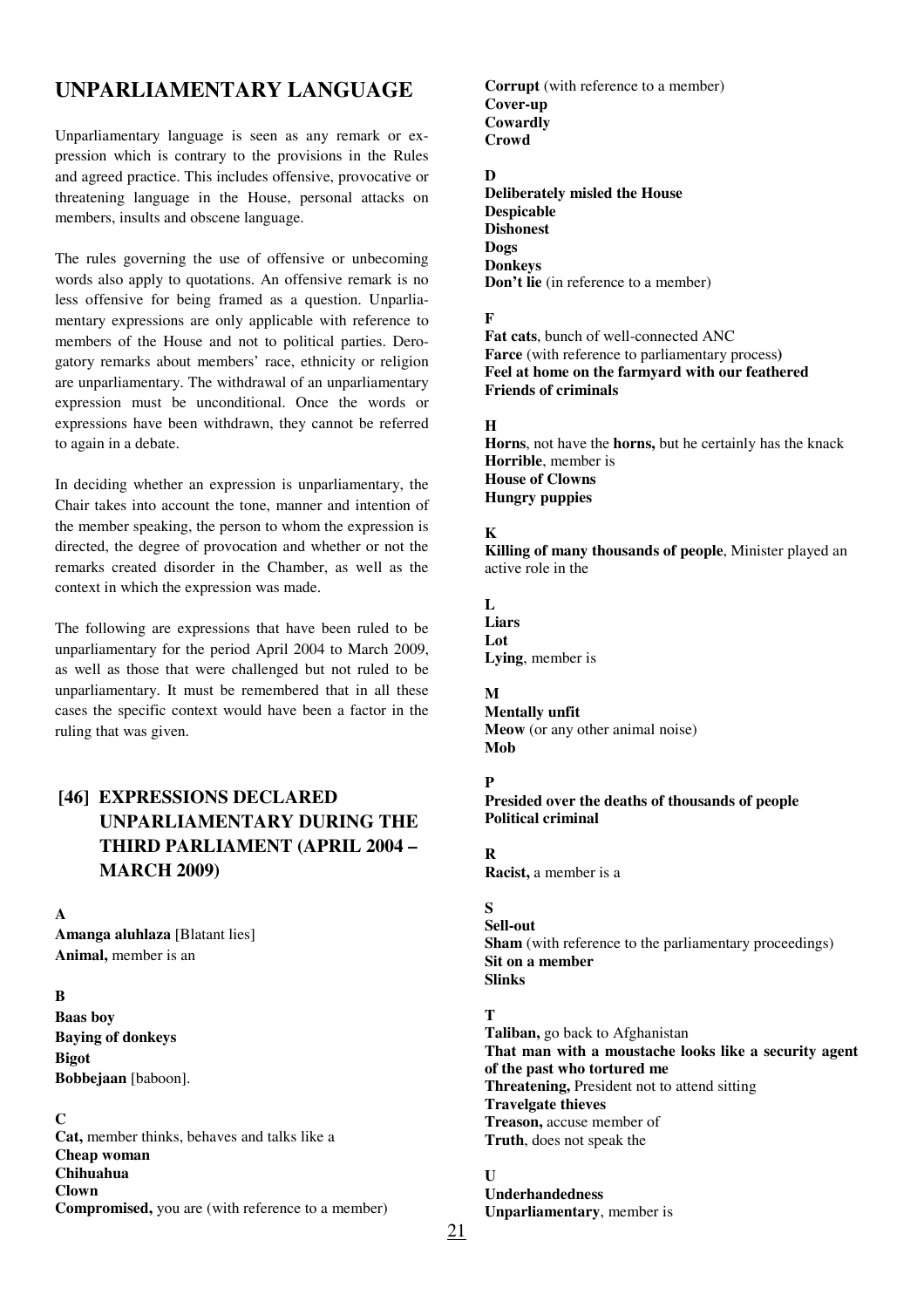## UNPARLIAMENTARY LANGUAGE

Unparliamentary language is seen as any remark or expression which is contrary to the provisions in the Rules and agreed practice. This includes offensive, provocative or threatening language in the House, personal attacks on members, insults and obscene language.

The rules governing the use of offensive or unbecoming words also apply to quotations. An offensive remark is no less offensive for being framed as a question. Unparliamentary expressions are only applicable with reference to members of the House and not to political parties. Derogatory remarks about members' race, ethnicity or religion are unparliamentary. The withdrawal of an unparliamentary expression must be unconditional. Once the words or expressions have been withdrawn, they cannot be referred to again in a debate.

In deciding whether an expression is unparliamentary, the Chair takes into account the tone, manner and intention of the member speaking, the person to whom the expression is directed, the degree of provocation and whether or not the remarks created disorder in the Chamber, as well as the context in which the expression was made.

The following are expressions that have been ruled to be unparliamentary for the period April 2004 to March 2009, as well as those that were challenged but not ruled to be unparliamentary. It must be remembered that in all these cases the specific context would have been a factor in the ruling that was given.

### [46] EXPRESSIONS DECLARED UNPARLIAMENTARY DURING THE THIRD PARLIAMENT (APRIL 2004 – MARCH 2009)

**A**

**Amanga aluhlaza** [Blatant lies]
**Animal,** member is an

**B**

**Baas boy**
**Baying of donkeys**
**Bigot**
**Bobbejaan** [baboon].

**C**

**Cat,** member thinks, behaves and talks like a
**Cheap woman**
**Chihuahua**
**Clown**
**Compromised,** you are (with reference to a member)
**Corrupt** (with reference to a member)
**Cover-up**
**Cowardly**
**Crowd**

**D**

**Deliberately misled the House**
**Despicable**
**Dishonest**
**Dogs**
**Donkeys**
**Don't lie** (in reference to a member)

**F**

**Fat cats**, bunch of well-connected ANC
**Farce** (with reference to parliamentary process)
**Feel at home on the farmyard with our feathered**
**Friends of criminals**

**H**

**Horns**, not have the **horns,** but he certainly has the knack
**Horrible**, member is
**House of Clowns**
**Hungry puppies**

**K**

**Killing of many thousands of people**, Minister played an active role in the

**L**

**Liars**
**Lot**
**Lying**, member is

**M**

**Mentally unfit**
**Meow** (or any other animal noise)
**Mob**

**P**

**Presided over the deaths of thousands of people**
**Political criminal**

**R**

**Racist,** a member is a

**S**

**Sell-out**
**Sham** (with reference to the parliamentary proceedings)
**Sit on a member**
**Slinks**

**T**

**Taliban,** go back to Afghanistan
**That man with a moustache looks like a security agent of the past who tortured me**
**Threatening,** President not to attend sitting
**Travelgate thieves**
**Treason,** accuse member of
**Truth**, does not speak the

**U**

**Underhandedness**
**Unparliamentary**, member is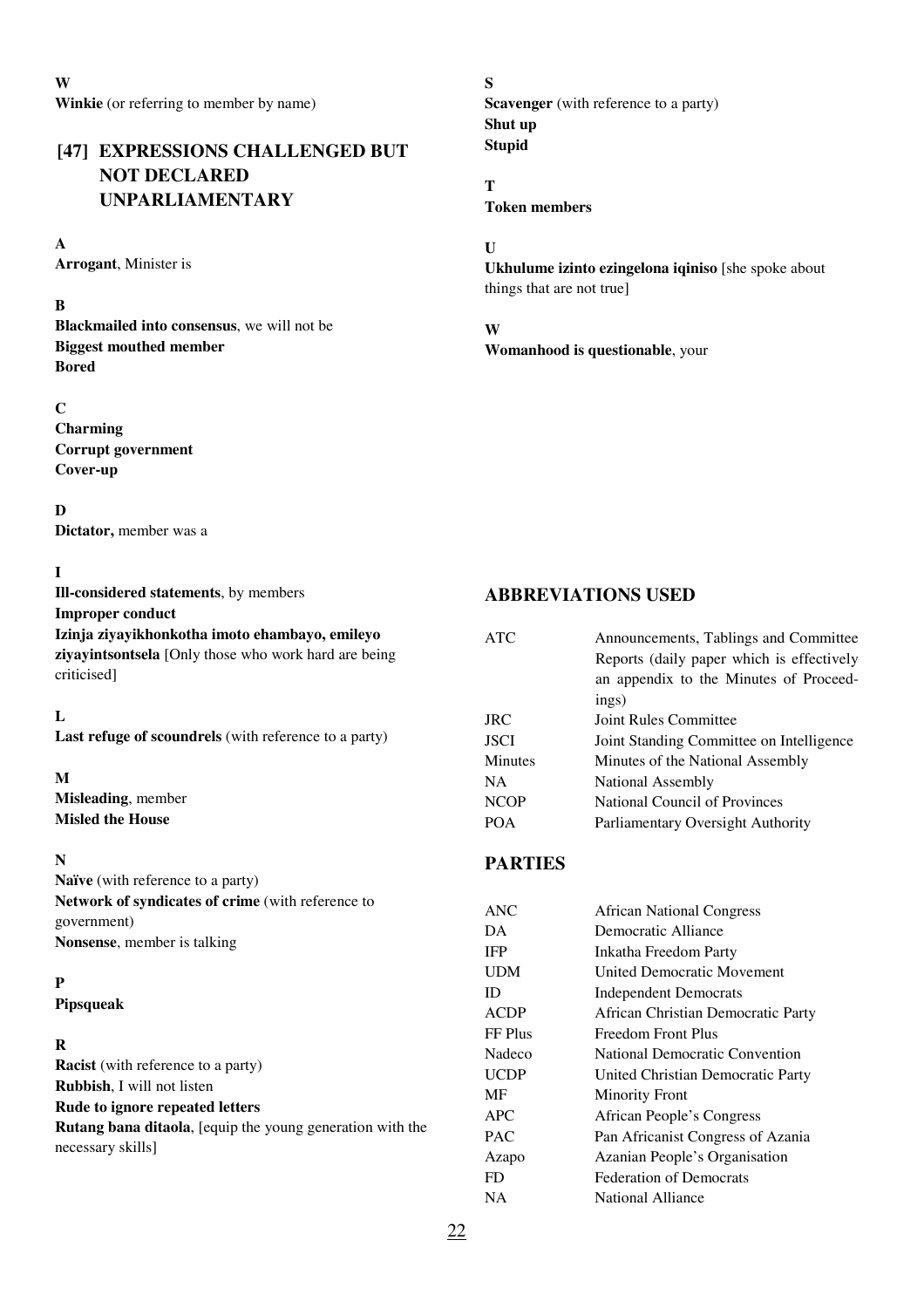**W**

**Winkie** (or referring to member by name)

## [47] EXPRESSIONS CHALLENGED BUT NOT DECLARED UNPARLIAMENTARY

**A**

**Arrogant**, Minister is

**B**

**Blackmailed into consensus**, we will not be
**Biggest mouthed member**
**Bored**

**C**

**Charming**
**Corrupt government**
**Cover-up**

**D**

**Dictator,** member was a

**I**

**Ill-considered statements**, by members
**Improper conduct**
**Izinja ziyayikhonkotha imoto ehambayo, emileyo ziyayintsontsela** [Only those who work hard are being criticised]

**L**

**Last refuge of scoundrels** (with reference to a party)

**M**

**Misleading**, member
**Misled the House**

**N**

**Naïve** (with reference to a party)
**Network of syndicates of crime** (with reference to government)
**Nonsense**, member is talking

**P**

**Pipsqueak**

**R**

**Racist** (with reference to a party)
**Rubbish**, I will not listen
**Rude to ignore repeated letters**
**Rutang bana ditaola**, [equip the young generation with the necessary skills]

**S**

**Scavenger** (with reference to a party)
**Shut up**
**Stupid**

**T**

**Token members**

**U**

**Ukhulume izinto ezingelona iqiniso** [she spoke about things that are not true]

**W**

**Womanhood is questionable**, your

## ABBREVIATIONS USED

| | |
|---|---|
| ATC | Announcements, Tablings and Committee Reports (daily paper which is effectively an appendix to the Minutes of Proceedings) |
| JRC | Joint Rules Committee |
| JSCI | Joint Standing Committee on Intelligence |
| Minutes | Minutes of the National Assembly |
| NA | National Assembly |
| NCOP | National Council of Provinces |
| POA | Parliamentary Oversight Authority |

## PARTIES

| | |
|---|---|
| ANC | African National Congress |
| DA | Democratic Alliance |
| IFP | Inkatha Freedom Party |
| UDM | United Democratic Movement |
| ID | Independent Democrats |
| ACDP | African Christian Democratic Party |
| FF Plus | Freedom Front Plus |
| Nadeco | National Democratic Convention |
| UCDP | United Christian Democratic Party |
| MF | Minority Front |
| APC | African People's Congress |
| PAC | Pan Africanist Congress of Azania |
| Azapo | Azanian People's Organisation |
| FD | Federation of Democrats |
| NA | National Alliance |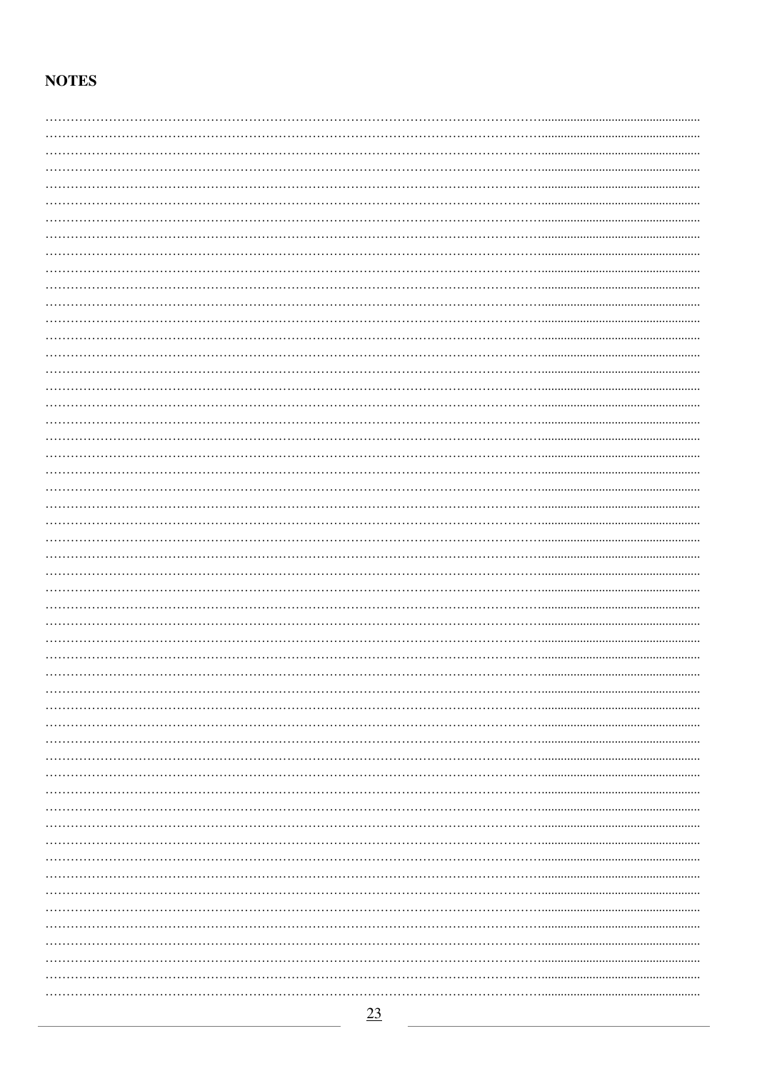**NOTES**